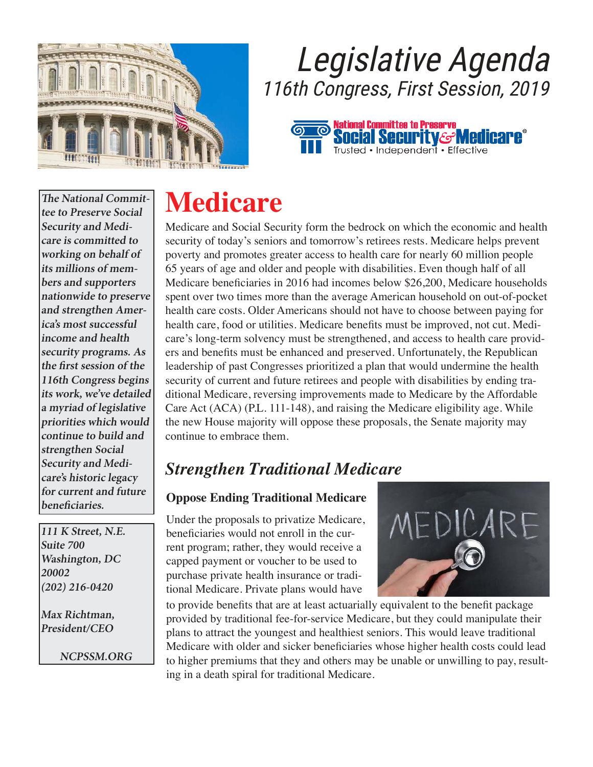# Legislative Agenda

*116th Congress, First Session, 2019*

National Committee to Preserve Social Security & Medicare
Trusted • Independent • Effective

***The National Committee to Preserve Social Security and Medicare is committed to working on behalf of its millions of members and supporters nationwide to preserve and strengthen America's most successful income and health security programs. As the first session of the 116th Congress begins its work, we've detailed a myriad of legislative priorities which would continue to build and strengthen Social Security and Medicare's historic legacy for current and future beneficiaries.***

*111 K Street, N.E.*
*Suite 700*
*Washington, DC*
*20002*
*(202) 216-0420*

*Max Richtman, President/CEO*

*NCPSSM.ORG*

# Medicare

Medicare and Social Security form the bedrock on which the economic and health security of today's seniors and tomorrow's retirees rests. Medicare helps prevent poverty and promotes greater access to health care for nearly 60 million people 65 years of age and older and people with disabilities. Even though half of all Medicare beneficiaries in 2016 had incomes below $26,200, Medicare households spent over two times more than the average American household on out-of-pocket health care costs. Older Americans should not have to choose between paying for health care, food or utilities. Medicare benefits must be improved, not cut. Medicare's long-term solvency must be strengthened, and access to health care providers and benefits must be enhanced and preserved. Unfortunately, the Republican leadership of past Congresses prioritized a plan that would undermine the health security of current and future retirees and people with disabilities by ending traditional Medicare, reversing improvements made to Medicare by the Affordable Care Act (ACA) (P.L. 111-148), and raising the Medicare eligibility age. While the new House majority will oppose these proposals, the Senate majority may continue to embrace them.

## *Strengthen Traditional Medicare*

### Oppose Ending Traditional Medicare

Under the proposals to privatize Medicare, beneficiaries would not enroll in the current program; rather, they would receive a capped payment or voucher to be used to purchase private health insurance or traditional Medicare. Private plans would have to provide benefits that are at least actuarially equivalent to the benefit package provided by traditional fee-for-service Medicare, but they could manipulate their plans to attract the youngest and healthiest seniors. This would leave traditional Medicare with older and sicker beneficiaries whose higher health costs could lead to higher premiums that they and others may be unable or unwilling to pay, resulting in a death spiral for traditional Medicare.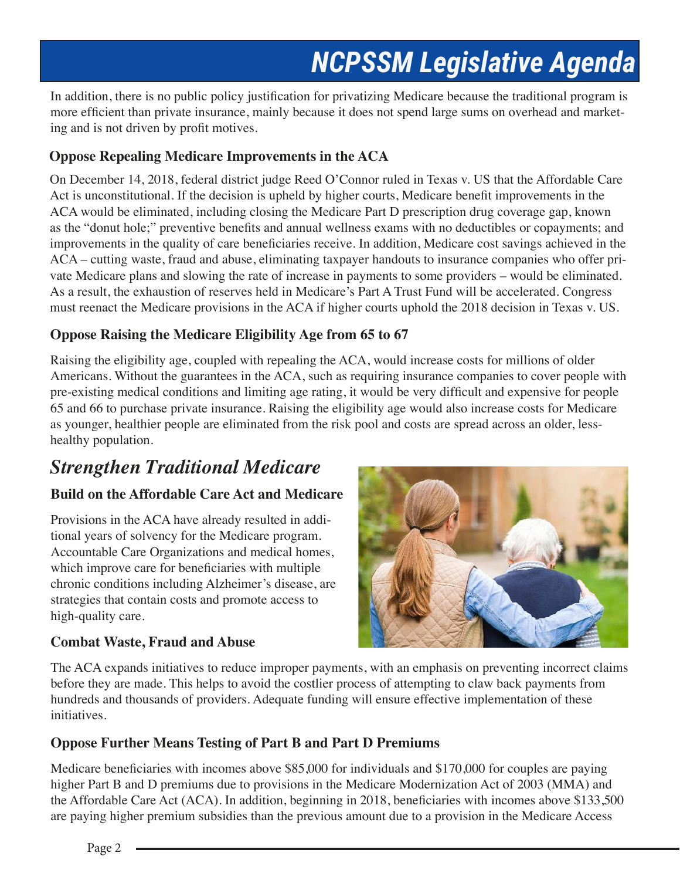In addition, there is no public policy justification for privatizing Medicare because the traditional program is more efficient than private insurance, mainly because it does not spend large sums on overhead and marketing and is not driven by profit motives.

### Oppose Repealing Medicare Improvements in the ACA

On December 14, 2018, federal district judge Reed O'Connor ruled in Texas v. US that the Affordable Care Act is unconstitutional. If the decision is upheld by higher courts, Medicare benefit improvements in the ACA would be eliminated, including closing the Medicare Part D prescription drug coverage gap, known as the "donut hole;" preventive benefits and annual wellness exams with no deductibles or copayments; and improvements in the quality of care beneficiaries receive. In addition, Medicare cost savings achieved in the ACA – cutting waste, fraud and abuse, eliminating taxpayer handouts to insurance companies who offer private Medicare plans and slowing the rate of increase in payments to some providers – would be eliminated. As a result, the exhaustion of reserves held in Medicare's Part A Trust Fund will be accelerated. Congress must reenact the Medicare provisions in the ACA if higher courts uphold the 2018 decision in Texas v. US.

### Oppose Raising the Medicare Eligibility Age from 65 to 67

Raising the eligibility age, coupled with repealing the ACA, would increase costs for millions of older Americans. Without the guarantees in the ACA, such as requiring insurance companies to cover people with pre-existing medical conditions and limiting age rating, it would be very difficult and expensive for people 65 and 66 to purchase private insurance. Raising the eligibility age would also increase costs for Medicare as younger, healthier people are eliminated from the risk pool and costs are spread across an older, less-healthy population.

## *Strengthen Traditional Medicare*

### Build on the Affordable Care Act and Medicare

Provisions in the ACA have already resulted in additional years of solvency for the Medicare program. Accountable Care Organizations and medical homes, which improve care for beneficiaries with multiple chronic conditions including Alzheimer's disease, are strategies that contain costs and promote access to high-quality care.

### Combat Waste, Fraud and Abuse

The ACA expands initiatives to reduce improper payments, with an emphasis on preventing incorrect claims before they are made. This helps to avoid the costlier process of attempting to claw back payments from hundreds and thousands of providers. Adequate funding will ensure effective implementation of these initiatives.

### Oppose Further Means Testing of Part B and Part D Premiums

Medicare beneficiaries with incomes above $85,000 for individuals and $170,000 for couples are paying higher Part B and D premiums due to provisions in the Medicare Modernization Act of 2003 (MMA) and the Affordable Care Act (ACA). In addition, beginning in 2018, beneficiaries with incomes above $133,500 are paying higher premium subsidies than the previous amount due to a provision in the Medicare Access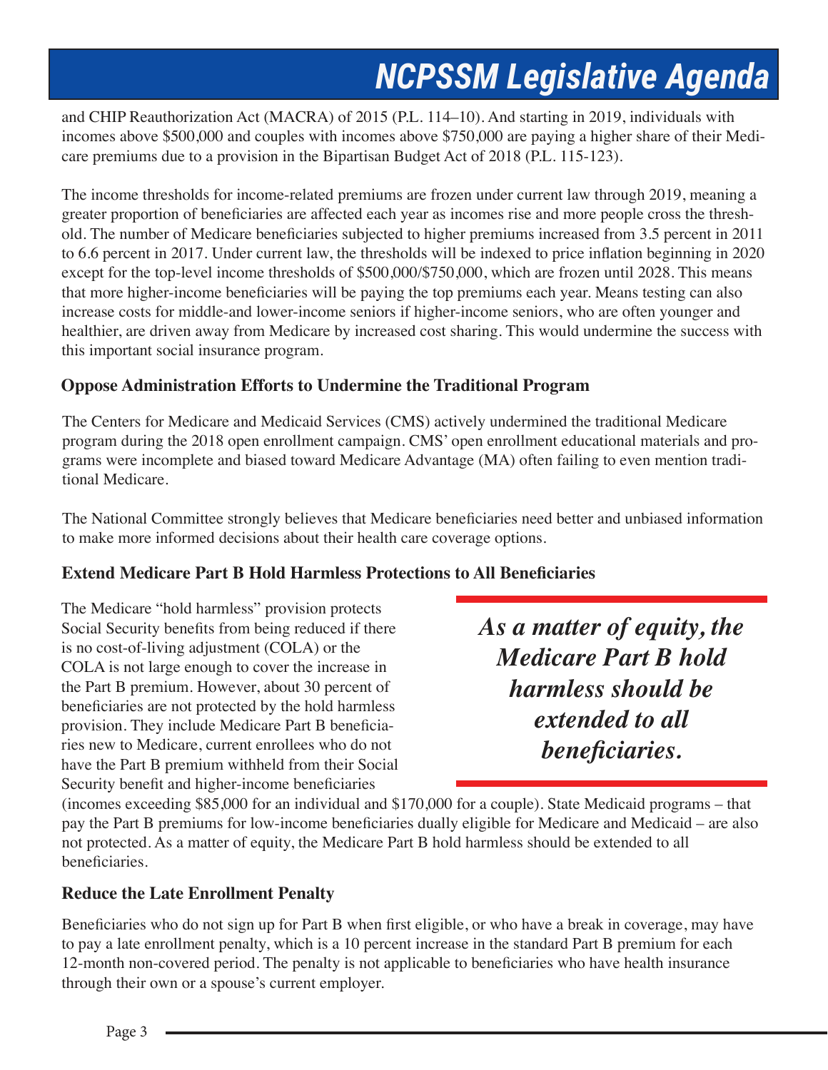and CHIP Reauthorization Act (MACRA) of 2015 (P.L. 114–10). And starting in 2019, individuals with incomes above $500,000 and couples with incomes above $750,000 are paying a higher share of their Medicare premiums due to a provision in the Bipartisan Budget Act of 2018 (P.L. 115-123).

The income thresholds for income-related premiums are frozen under current law through 2019, meaning a greater proportion of beneficiaries are affected each year as incomes rise and more people cross the threshold. The number of Medicare beneficiaries subjected to higher premiums increased from 3.5 percent in 2011 to 6.6 percent in 2017. Under current law, the thresholds will be indexed to price inflation beginning in 2020 except for the top-level income thresholds of $500,000/$750,000, which are frozen until 2028. This means that more higher-income beneficiaries will be paying the top premiums each year. Means testing can also increase costs for middle-and lower-income seniors if higher-income seniors, who are often younger and healthier, are driven away from Medicare by increased cost sharing. This would undermine the success with this important social insurance program.

### Oppose Administration Efforts to Undermine the Traditional Program

The Centers for Medicare and Medicaid Services (CMS) actively undermined the traditional Medicare program during the 2018 open enrollment campaign. CMS' open enrollment educational materials and programs were incomplete and biased toward Medicare Advantage (MA) often failing to even mention traditional Medicare.

The National Committee strongly believes that Medicare beneficiaries need better and unbiased information to make more informed decisions about their health care coverage options.

### Extend Medicare Part B Hold Harmless Protections to All Beneficiaries

The Medicare "hold harmless" provision protects Social Security benefits from being reduced if there is no cost-of-living adjustment (COLA) or the COLA is not large enough to cover the increase in the Part B premium. However, about 30 percent of beneficiaries are not protected by the hold harmless provision. They include Medicare Part B beneficiaries new to Medicare, current enrollees who do not have the Part B premium withheld from their Social Security benefit and higher-income beneficiaries (incomes exceeding $85,000 for an individual and $170,000 for a couple). State Medicaid programs – that pay the Part B premiums for low-income beneficiaries dually eligible for Medicare and Medicaid – are also not protected. As a matter of equity, the Medicare Part B hold harmless should be extended to all beneficiaries.

> ***As a matter of equity, the Medicare Part B hold harmless should be extended to all beneficiaries.***

### Reduce the Late Enrollment Penalty

Beneficiaries who do not sign up for Part B when first eligible, or who have a break in coverage, may have to pay a late enrollment penalty, which is a 10 percent increase in the standard Part B premium for each 12-month non-covered period. The penalty is not applicable to beneficiaries who have health insurance through their own or a spouse's current employer.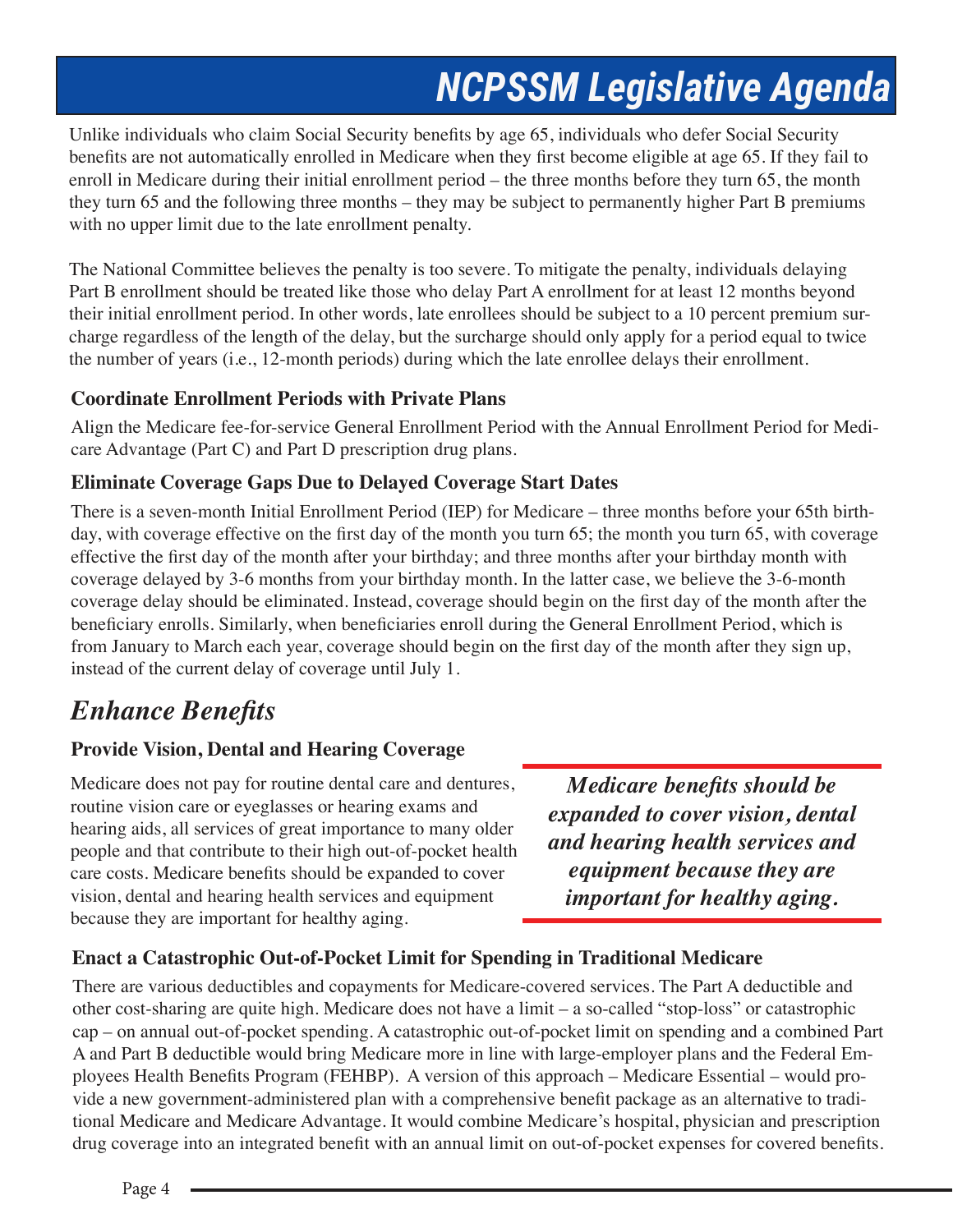Unlike individuals who claim Social Security benefits by age 65, individuals who defer Social Security benefits are not automatically enrolled in Medicare when they first become eligible at age 65. If they fail to enroll in Medicare during their initial enrollment period – the three months before they turn 65, the month they turn 65 and the following three months – they may be subject to permanently higher Part B premiums with no upper limit due to the late enrollment penalty.

The National Committee believes the penalty is too severe. To mitigate the penalty, individuals delaying Part B enrollment should be treated like those who delay Part A enrollment for at least 12 months beyond their initial enrollment period. In other words, late enrollees should be subject to a 10 percent premium surcharge regardless of the length of the delay, but the surcharge should only apply for a period equal to twice the number of years (i.e., 12-month periods) during which the late enrollee delays their enrollment.

### Coordinate Enrollment Periods with Private Plans

Align the Medicare fee-for-service General Enrollment Period with the Annual Enrollment Period for Medicare Advantage (Part C) and Part D prescription drug plans.

### Eliminate Coverage Gaps Due to Delayed Coverage Start Dates

There is a seven-month Initial Enrollment Period (IEP) for Medicare – three months before your 65th birthday, with coverage effective on the first day of the month you turn 65; the month you turn 65, with coverage effective the first day of the month after your birthday; and three months after your birthday month with coverage delayed by 3-6 months from your birthday month. In the latter case, we believe the 3-6-month coverage delay should be eliminated. Instead, coverage should begin on the first day of the month after the beneficiary enrolls. Similarly, when beneficiaries enroll during the General Enrollment Period, which is from January to March each year, coverage should begin on the first day of the month after they sign up, instead of the current delay of coverage until July 1.

## *Enhance Benefits*

### Provide Vision, Dental and Hearing Coverage

Medicare does not pay for routine dental care and dentures, routine vision care or eyeglasses or hearing exams and hearing aids, all services of great importance to many older people and that contribute to their high out-of-pocket health care costs. Medicare benefits should be expanded to cover vision, dental and hearing health services and equipment because they are important for healthy aging.

> ***Medicare benefits should be expanded to cover vision, dental and hearing health services and equipment because they are important for healthy aging.***

### Enact a Catastrophic Out-of-Pocket Limit for Spending in Traditional Medicare

There are various deductibles and copayments for Medicare-covered services. The Part A deductible and other cost-sharing are quite high. Medicare does not have a limit – a so-called "stop-loss" or catastrophic cap – on annual out-of-pocket spending. A catastrophic out-of-pocket limit on spending and a combined Part A and Part B deductible would bring Medicare more in line with large-employer plans and the Federal Employees Health Benefits Program (FEHBP). A version of this approach – Medicare Essential – would provide a new government-administered plan with a comprehensive benefit package as an alternative to traditional Medicare and Medicare Advantage. It would combine Medicare's hospital, physician and prescription drug coverage into an integrated benefit with an annual limit on out-of-pocket expenses for covered benefits.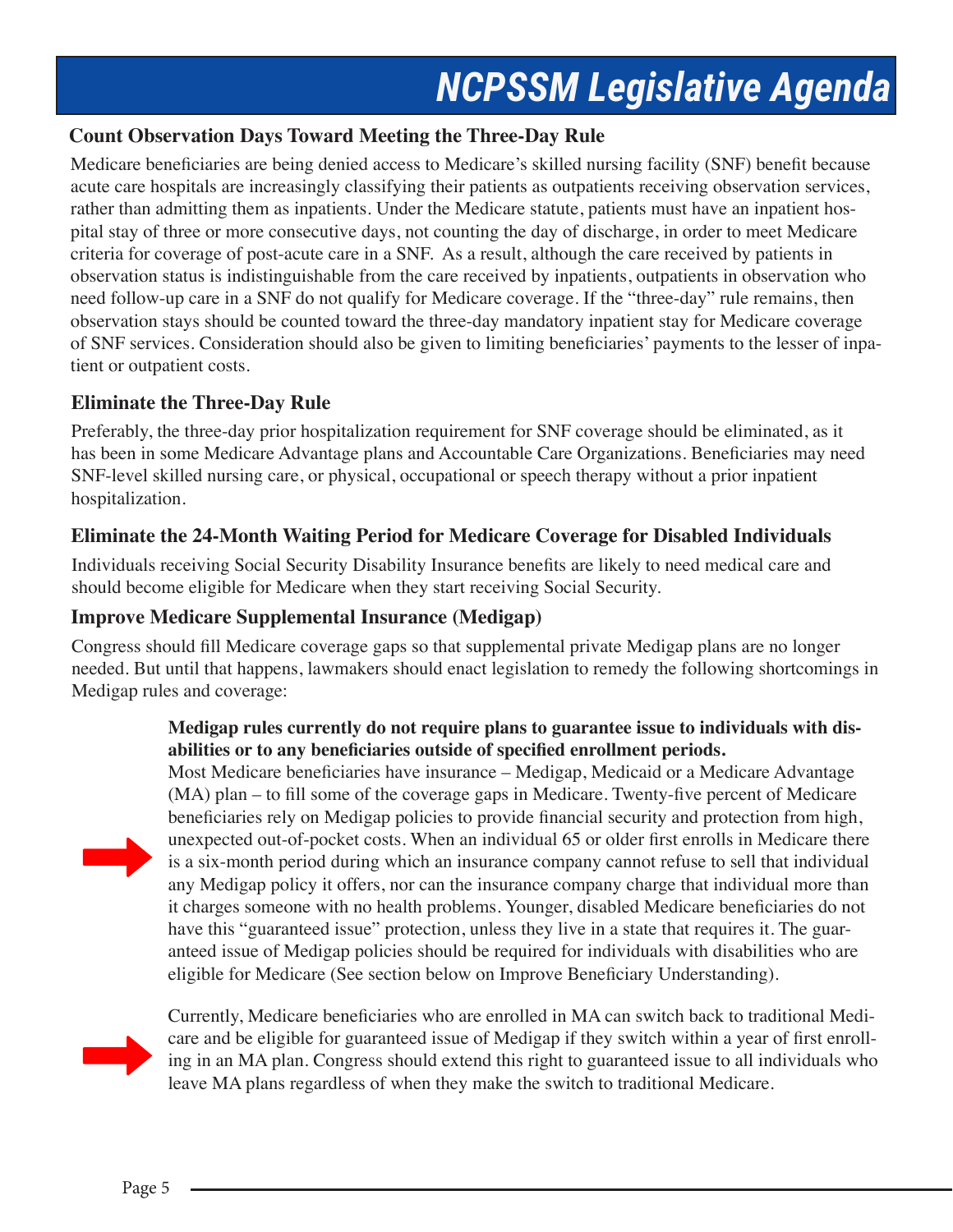## Count Observation Days Toward Meeting the Three-Day Rule

Medicare beneficiaries are being denied access to Medicare's skilled nursing facility (SNF) benefit because acute care hospitals are increasingly classifying their patients as outpatients receiving observation services, rather than admitting them as inpatients. Under the Medicare statute, patients must have an inpatient hospital stay of three or more consecutive days, not counting the day of discharge, in order to meet Medicare criteria for coverage of post-acute care in a SNF. As a result, although the care received by patients in observation status is indistinguishable from the care received by inpatients, outpatients in observation who need follow-up care in a SNF do not qualify for Medicare coverage. If the "three-day" rule remains, then observation stays should be counted toward the three-day mandatory inpatient stay for Medicare coverage of SNF services. Consideration should also be given to limiting beneficiaries' payments to the lesser of inpatient or outpatient costs.

## Eliminate the Three-Day Rule

Preferably, the three-day prior hospitalization requirement for SNF coverage should be eliminated, as it has been in some Medicare Advantage plans and Accountable Care Organizations. Beneficiaries may need SNF-level skilled nursing care, or physical, occupational or speech therapy without a prior inpatient hospitalization.

## Eliminate the 24-Month Waiting Period for Medicare Coverage for Disabled Individuals

Individuals receiving Social Security Disability Insurance benefits are likely to need medical care and should become eligible for Medicare when they start receiving Social Security.

## Improve Medicare Supplemental Insurance (Medigap)

Congress should fill Medicare coverage gaps so that supplemental private Medigap plans are no longer needed. But until that happens, lawmakers should enact legislation to remedy the following shortcomings in Medigap rules and coverage:

- **Medigap rules currently do not require plans to guarantee issue to individuals with disabilities or to any beneficiaries outside of specified enrollment periods.**
  Most Medicare beneficiaries have insurance – Medigap, Medicaid or a Medicare Advantage (MA) plan – to fill some of the coverage gaps in Medicare. Twenty-five percent of Medicare beneficiaries rely on Medigap policies to provide financial security and protection from high, unexpected out-of-pocket costs. When an individual 65 or older first enrolls in Medicare there is a six-month period during which an insurance company cannot refuse to sell that individual any Medigap policy it offers, nor can the insurance company charge that individual more than it charges someone with no health problems. Younger, disabled Medicare beneficiaries do not have this "guaranteed issue" protection, unless they live in a state that requires it. The guaranteed issue of Medigap policies should be required for individuals with disabilities who are eligible for Medicare (See section below on Improve Beneficiary Understanding).

- Currently, Medicare beneficiaries who are enrolled in MA can switch back to traditional Medicare and be eligible for guaranteed issue of Medigap if they switch within a year of first enrolling in an MA plan. Congress should extend this right to guaranteed issue to all individuals who leave MA plans regardless of when they make the switch to traditional Medicare.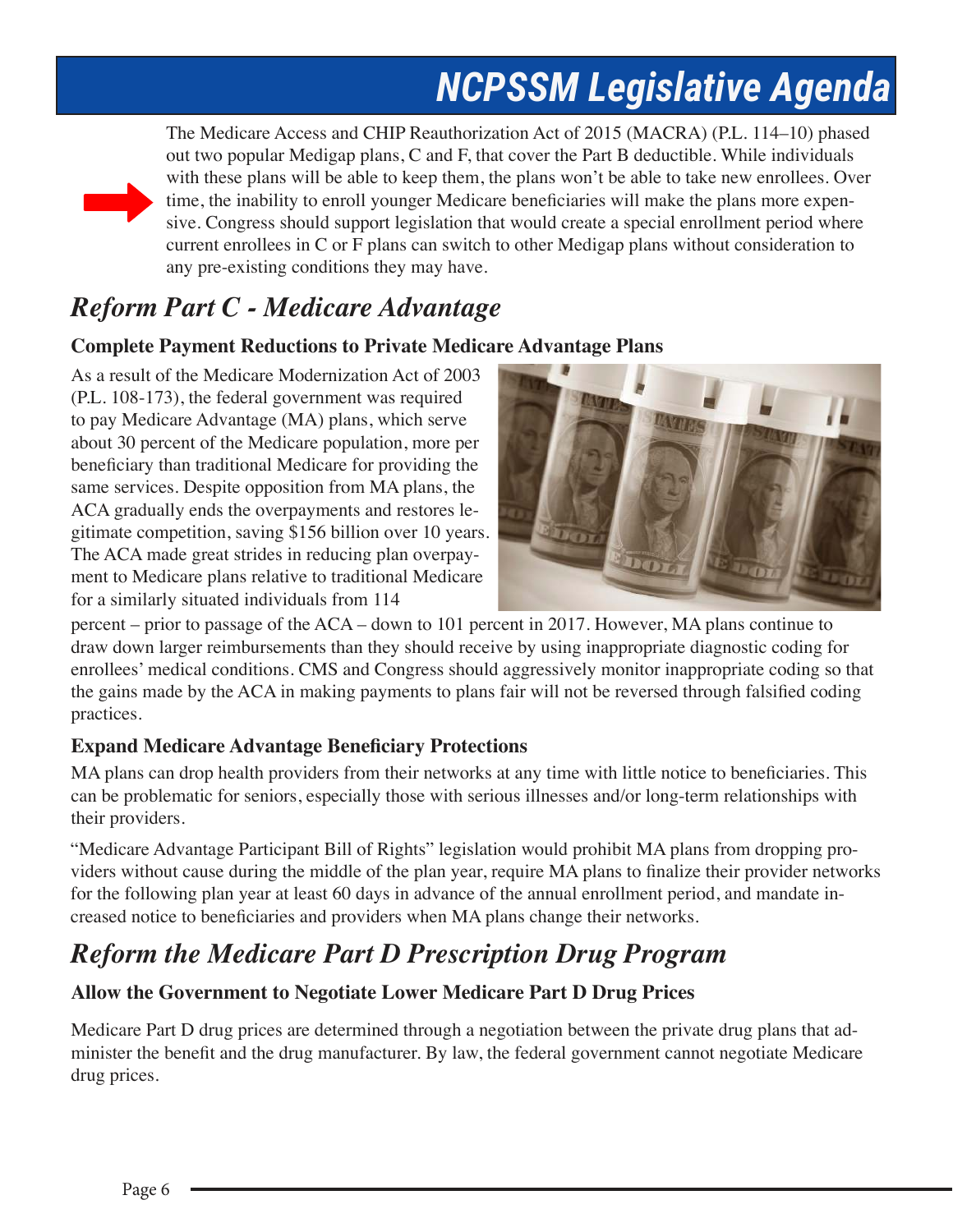The Medicare Access and CHIP Reauthorization Act of 2015 (MACRA) (P.L. 114–10) phased out two popular Medigap plans, C and F, that cover the Part B deductible. While individuals with these plans will be able to keep them, the plans won't be able to take new enrollees. Over time, the inability to enroll younger Medicare beneficiaries will make the plans more expensive. Congress should support legislation that would create a special enrollment period where current enrollees in C or F plans can switch to other Medigap plans without consideration to any pre-existing conditions they may have.

## *Reform Part C - Medicare Advantage*

### Complete Payment Reductions to Private Medicare Advantage Plans

As a result of the Medicare Modernization Act of 2003 (P.L. 108-173), the federal government was required to pay Medicare Advantage (MA) plans, which serve about 30 percent of the Medicare population, more per beneficiary than traditional Medicare for providing the same services. Despite opposition from MA plans, the ACA gradually ends the overpayments and restores legitimate competition, saving $156 billion over 10 years. The ACA made great strides in reducing plan overpayment to Medicare plans relative to traditional Medicare for a similarly situated individuals from 114 percent – prior to passage of the ACA – down to 101 percent in 2017. However, MA plans continue to draw down larger reimbursements than they should receive by using inappropriate diagnostic coding for enrollees' medical conditions. CMS and Congress should aggressively monitor inappropriate coding so that the gains made by the ACA in making payments to plans fair will not be reversed through falsified coding practices.

### Expand Medicare Advantage Beneficiary Protections

MA plans can drop health providers from their networks at any time with little notice to beneficiaries. This can be problematic for seniors, especially those with serious illnesses and/or long-term relationships with their providers.

"Medicare Advantage Participant Bill of Rights" legislation would prohibit MA plans from dropping providers without cause during the middle of the plan year, require MA plans to finalize their provider networks for the following plan year at least 60 days in advance of the annual enrollment period, and mandate increased notice to beneficiaries and providers when MA plans change their networks.

## *Reform the Medicare Part D Prescription Drug Program*

### Allow the Government to Negotiate Lower Medicare Part D Drug Prices

Medicare Part D drug prices are determined through a negotiation between the private drug plans that administer the benefit and the drug manufacturer. By law, the federal government cannot negotiate Medicare drug prices.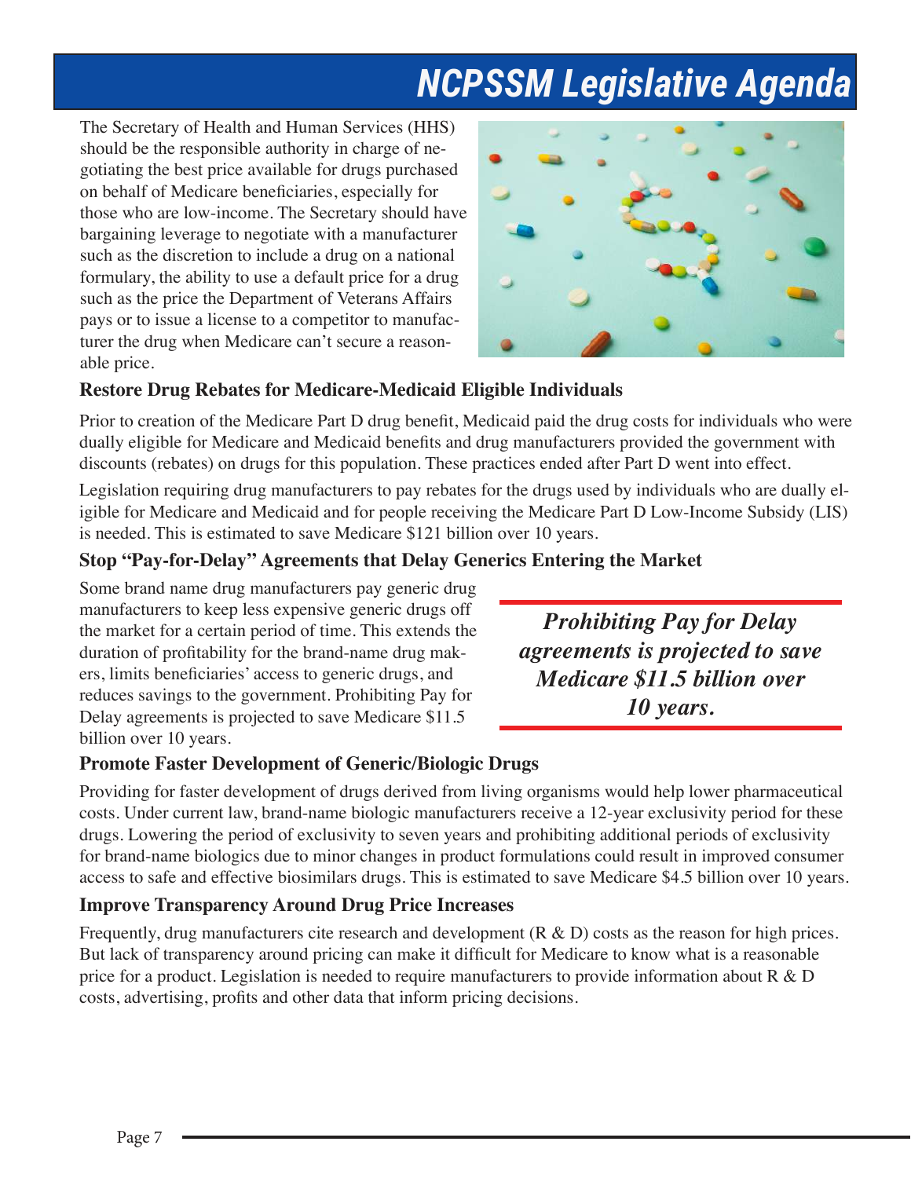# NCPSSM Legislative Agenda

The Secretary of Health and Human Services (HHS) should be the responsible authority in charge of negotiating the best price available for drugs purchased on behalf of Medicare beneficiaries, especially for those who are low-income. The Secretary should have bargaining leverage to negotiate with a manufacturer such as the discretion to include a drug on a national formulary, the ability to use a default price for a drug such as the price the Department of Veterans Affairs pays or to issue a license to a competitor to manufacturer the drug when Medicare can't secure a reasonable price.

### Restore Drug Rebates for Medicare-Medicaid Eligible Individuals

Prior to creation of the Medicare Part D drug benefit, Medicaid paid the drug costs for individuals who were dually eligible for Medicare and Medicaid benefits and drug manufacturers provided the government with discounts (rebates) on drugs for this population. These practices ended after Part D went into effect.

Legislation requiring drug manufacturers to pay rebates for the drugs used by individuals who are dually eligible for Medicare and Medicaid and for people receiving the Medicare Part D Low-Income Subsidy (LIS) is needed. This is estimated to save Medicare $121 billion over 10 years.

### Stop "Pay-for-Delay" Agreements that Delay Generics Entering the Market

Some brand name drug manufacturers pay generic drug manufacturers to keep less expensive generic drugs off the market for a certain period of time. This extends the duration of profitability for the brand-name drug makers, limits beneficiaries' access to generic drugs, and reduces savings to the government. Prohibiting Pay for Delay agreements is projected to save Medicare $11.5 billion over 10 years.

***Prohibiting Pay for Delay agreements is projected to save Medicare $11.5 billion over 10 years.***

### Promote Faster Development of Generic/Biologic Drugs

Providing for faster development of drugs derived from living organisms would help lower pharmaceutical costs. Under current law, brand-name biologic manufacturers receive a 12-year exclusivity period for these drugs. Lowering the period of exclusivity to seven years and prohibiting additional periods of exclusivity for brand-name biologics due to minor changes in product formulations could result in improved consumer access to safe and effective biosimilars drugs. This is estimated to save Medicare $4.5 billion over 10 years.

### Improve Transparency Around Drug Price Increases

Frequently, drug manufacturers cite research and development (R & D) costs as the reason for high prices. But lack of transparency around pricing can make it difficult for Medicare to know what is a reasonable price for a product. Legislation is needed to require manufacturers to provide information about R & D costs, advertising, profits and other data that inform pricing decisions.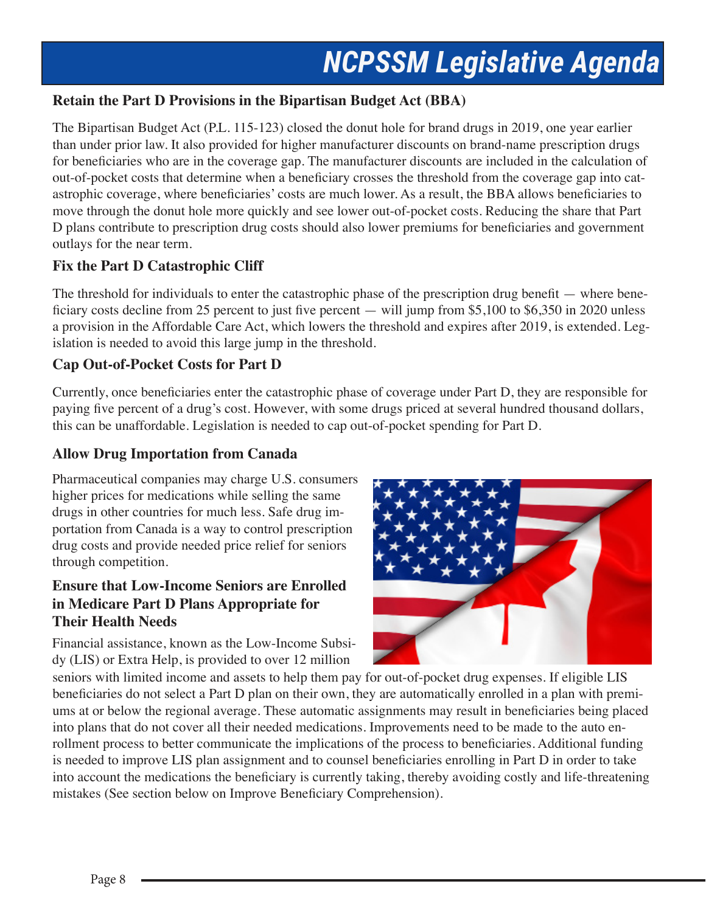# NCPSSM Legislative Agenda

### Retain the Part D Provisions in the Bipartisan Budget Act (BBA)

The Bipartisan Budget Act (P.L. 115-123) closed the donut hole for brand drugs in 2019, one year earlier than under prior law. It also provided for higher manufacturer discounts on brand-name prescription drugs for beneficiaries who are in the coverage gap. The manufacturer discounts are included in the calculation of out-of-pocket costs that determine when a beneficiary crosses the threshold from the coverage gap into catastrophic coverage, where beneficiaries' costs are much lower. As a result, the BBA allows beneficiaries to move through the donut hole more quickly and see lower out-of-pocket costs. Reducing the share that Part D plans contribute to prescription drug costs should also lower premiums for beneficiaries and government outlays for the near term.

### Fix the Part D Catastrophic Cliff

The threshold for individuals to enter the catastrophic phase of the prescription drug benefit — where beneficiary costs decline from 25 percent to just five percent — will jump from $5,100 to $6,350 in 2020 unless a provision in the Affordable Care Act, which lowers the threshold and expires after 2019, is extended. Legislation is needed to avoid this large jump in the threshold.

### Cap Out-of-Pocket Costs for Part D

Currently, once beneficiaries enter the catastrophic phase of coverage under Part D, they are responsible for paying five percent of a drug's cost. However, with some drugs priced at several hundred thousand dollars, this can be unaffordable. Legislation is needed to cap out-of-pocket spending for Part D.

### Allow Drug Importation from Canada

Pharmaceutical companies may charge U.S. consumers higher prices for medications while selling the same drugs in other countries for much less. Safe drug importation from Canada is a way to control prescription drug costs and provide needed price relief for seniors through competition.

### Ensure that Low-Income Seniors are Enrolled in Medicare Part D Plans Appropriate for Their Health Needs

Financial assistance, known as the Low-Income Subsidy (LIS) or Extra Help, is provided to over 12 million seniors with limited income and assets to help them pay for out-of-pocket drug expenses. If eligible LIS beneficiaries do not select a Part D plan on their own, they are automatically enrolled in a plan with premiums at or below the regional average. These automatic assignments may result in beneficiaries being placed into plans that do not cover all their needed medications. Improvements need to be made to the auto enrollment process to better communicate the implications of the process to beneficiaries. Additional funding is needed to improve LIS plan assignment and to counsel beneficiaries enrolling in Part D in order to take into account the medications the beneficiary is currently taking, thereby avoiding costly and life-threatening mistakes (See section below on Improve Beneficiary Comprehension).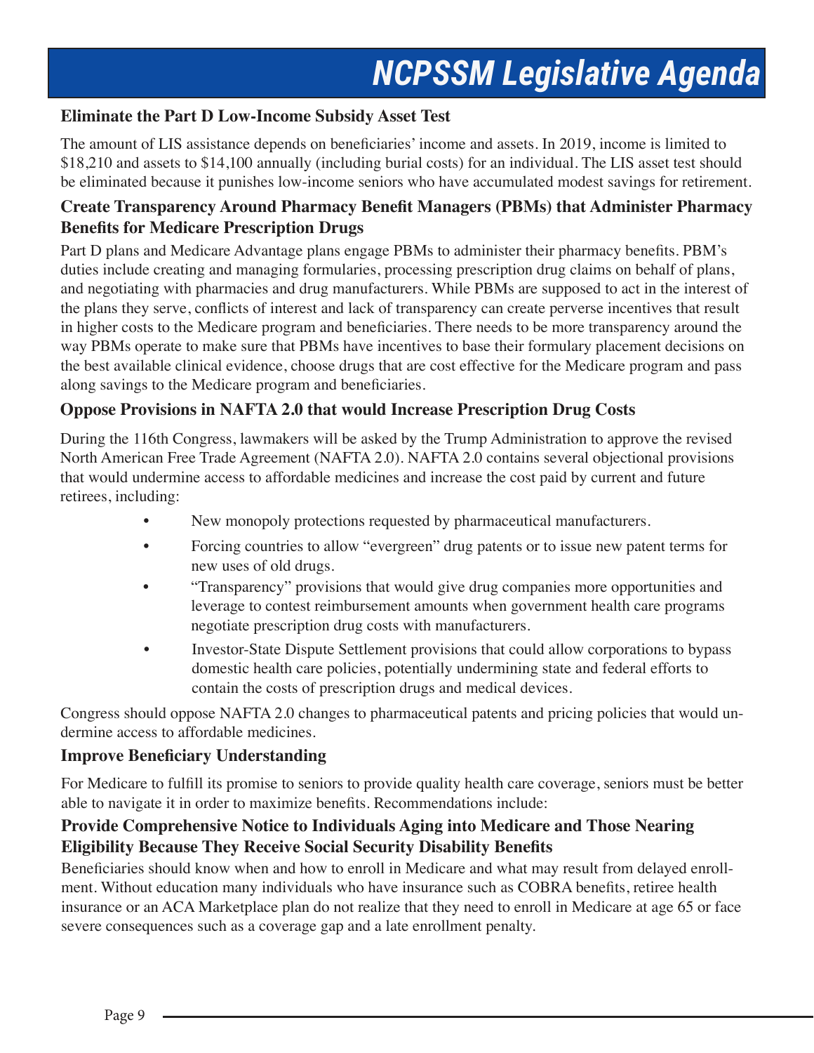## Eliminate the Part D Low-Income Subsidy Asset Test

The amount of LIS assistance depends on beneficiaries' income and assets. In 2019, income is limited to $18,210 and assets to $14,100 annually (including burial costs) for an individual. The LIS asset test should be eliminated because it punishes low-income seniors who have accumulated modest savings for retirement.

## Create Transparency Around Pharmacy Benefit Managers (PBMs) that Administer Pharmacy Benefits for Medicare Prescription Drugs

Part D plans and Medicare Advantage plans engage PBMs to administer their pharmacy benefits. PBM's duties include creating and managing formularies, processing prescription drug claims on behalf of plans, and negotiating with pharmacies and drug manufacturers. While PBMs are supposed to act in the interest of the plans they serve, conflicts of interest and lack of transparency can create perverse incentives that result in higher costs to the Medicare program and beneficiaries. There needs to be more transparency around the way PBMs operate to make sure that PBMs have incentives to base their formulary placement decisions on the best available clinical evidence, choose drugs that are cost effective for the Medicare program and pass along savings to the Medicare program and beneficiaries.

## Oppose Provisions in NAFTA 2.0 that would Increase Prescription Drug Costs

During the 116th Congress, lawmakers will be asked by the Trump Administration to approve the revised North American Free Trade Agreement (NAFTA 2.0). NAFTA 2.0 contains several objectional provisions that would undermine access to affordable medicines and increase the cost paid by current and future retirees, including:

- New monopoly protections requested by pharmaceutical manufacturers.
- Forcing countries to allow "evergreen" drug patents or to issue new patent terms for new uses of old drugs.
- "Transparency" provisions that would give drug companies more opportunities and leverage to contest reimbursement amounts when government health care programs negotiate prescription drug costs with manufacturers.
- Investor-State Dispute Settlement provisions that could allow corporations to bypass domestic health care policies, potentially undermining state and federal efforts to contain the costs of prescription drugs and medical devices.

Congress should oppose NAFTA 2.0 changes to pharmaceutical patents and pricing policies that would undermine access to affordable medicines.

## Improve Beneficiary Understanding

For Medicare to fulfill its promise to seniors to provide quality health care coverage, seniors must be better able to navigate it in order to maximize benefits. Recommendations include:

### Provide Comprehensive Notice to Individuals Aging into Medicare and Those Nearing Eligibility Because They Receive Social Security Disability Benefits

Beneficiaries should know when and how to enroll in Medicare and what may result from delayed enrollment. Without education many individuals who have insurance such as COBRA benefits, retiree health insurance or an ACA Marketplace plan do not realize that they need to enroll in Medicare at age 65 or face severe consequences such as a coverage gap and a late enrollment penalty.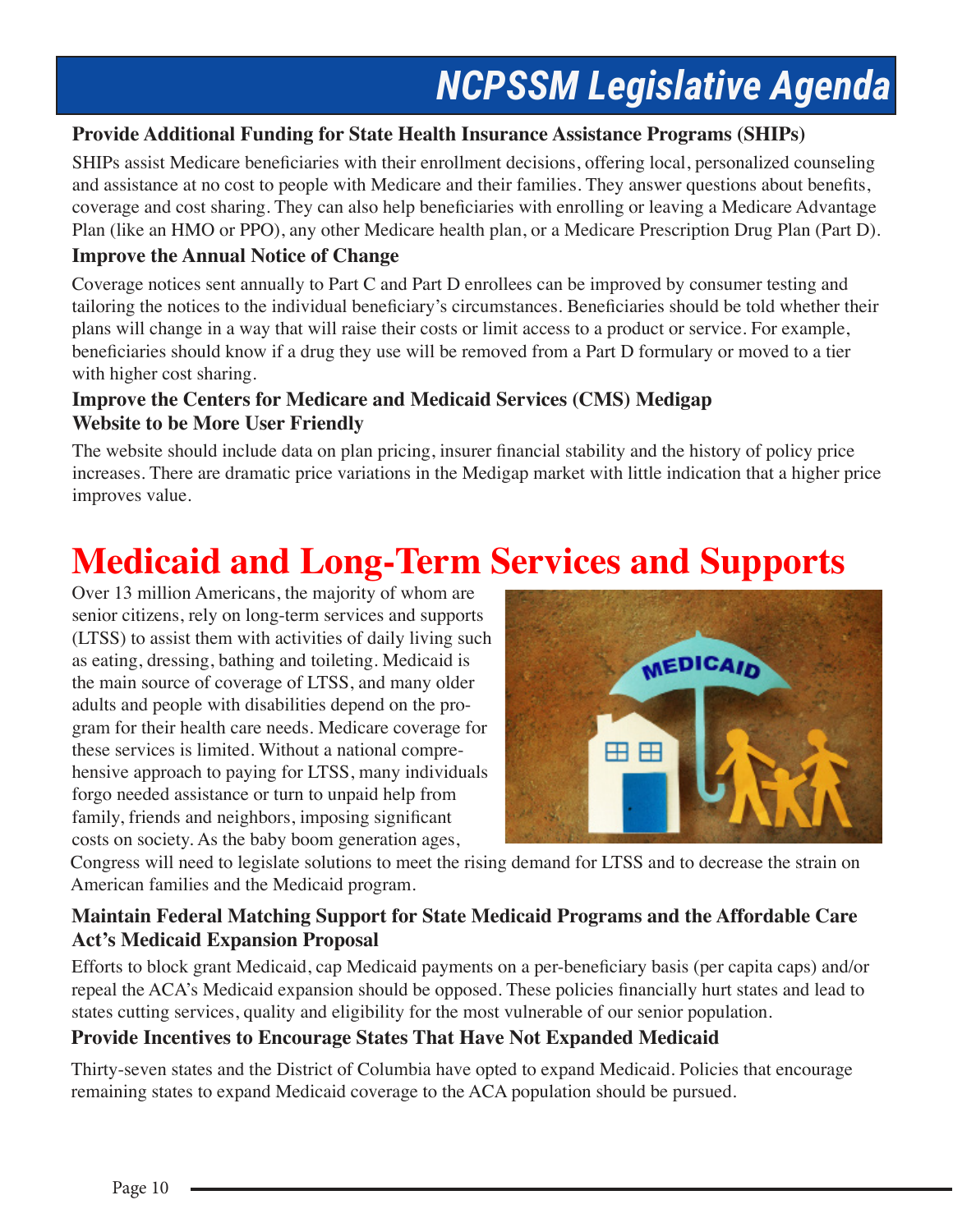### Provide Additional Funding for State Health Insurance Assistance Programs (SHIPs)

SHIPs assist Medicare beneficiaries with their enrollment decisions, offering local, personalized counseling and assistance at no cost to people with Medicare and their families. They answer questions about benefits, coverage and cost sharing. They can also help beneficiaries with enrolling or leaving a Medicare Advantage Plan (like an HMO or PPO), any other Medicare health plan, or a Medicare Prescription Drug Plan (Part D).

### Improve the Annual Notice of Change

Coverage notices sent annually to Part C and Part D enrollees can be improved by consumer testing and tailoring the notices to the individual beneficiary's circumstances. Beneficiaries should be told whether their plans will change in a way that will raise their costs or limit access to a product or service. For example, beneficiaries should know if a drug they use will be removed from a Part D formulary or moved to a tier with higher cost sharing.

### Improve the Centers for Medicare and Medicaid Services (CMS) Medigap Website to be More User Friendly

The website should include data on plan pricing, insurer financial stability and the history of policy price increases. There are dramatic price variations in the Medigap market with little indication that a higher price improves value.

# Medicaid and Long-Term Services and Supports

Over 13 million Americans, the majority of whom are senior citizens, rely on long-term services and supports (LTSS) to assist them with activities of daily living such as eating, dressing, bathing and toileting. Medicaid is the main source of coverage of LTSS, and many older adults and people with disabilities depend on the program for their health care needs. Medicare coverage for these services is limited. Without a national comprehensive approach to paying for LTSS, many individuals forgo needed assistance or turn to unpaid help from family, friends and neighbors, imposing significant costs on society. As the baby boom generation ages, Congress will need to legislate solutions to meet the rising demand for LTSS and to decrease the strain on American families and the Medicaid program.

### Maintain Federal Matching Support for State Medicaid Programs and the Affordable Care Act's Medicaid Expansion Proposal

Efforts to block grant Medicaid, cap Medicaid payments on a per-beneficiary basis (per capita caps) and/or repeal the ACA's Medicaid expansion should be opposed. These policies financially hurt states and lead to states cutting services, quality and eligibility for the most vulnerable of our senior population.

### Provide Incentives to Encourage States That Have Not Expanded Medicaid

Thirty-seven states and the District of Columbia have opted to expand Medicaid. Policies that encourage remaining states to expand Medicaid coverage to the ACA population should be pursued.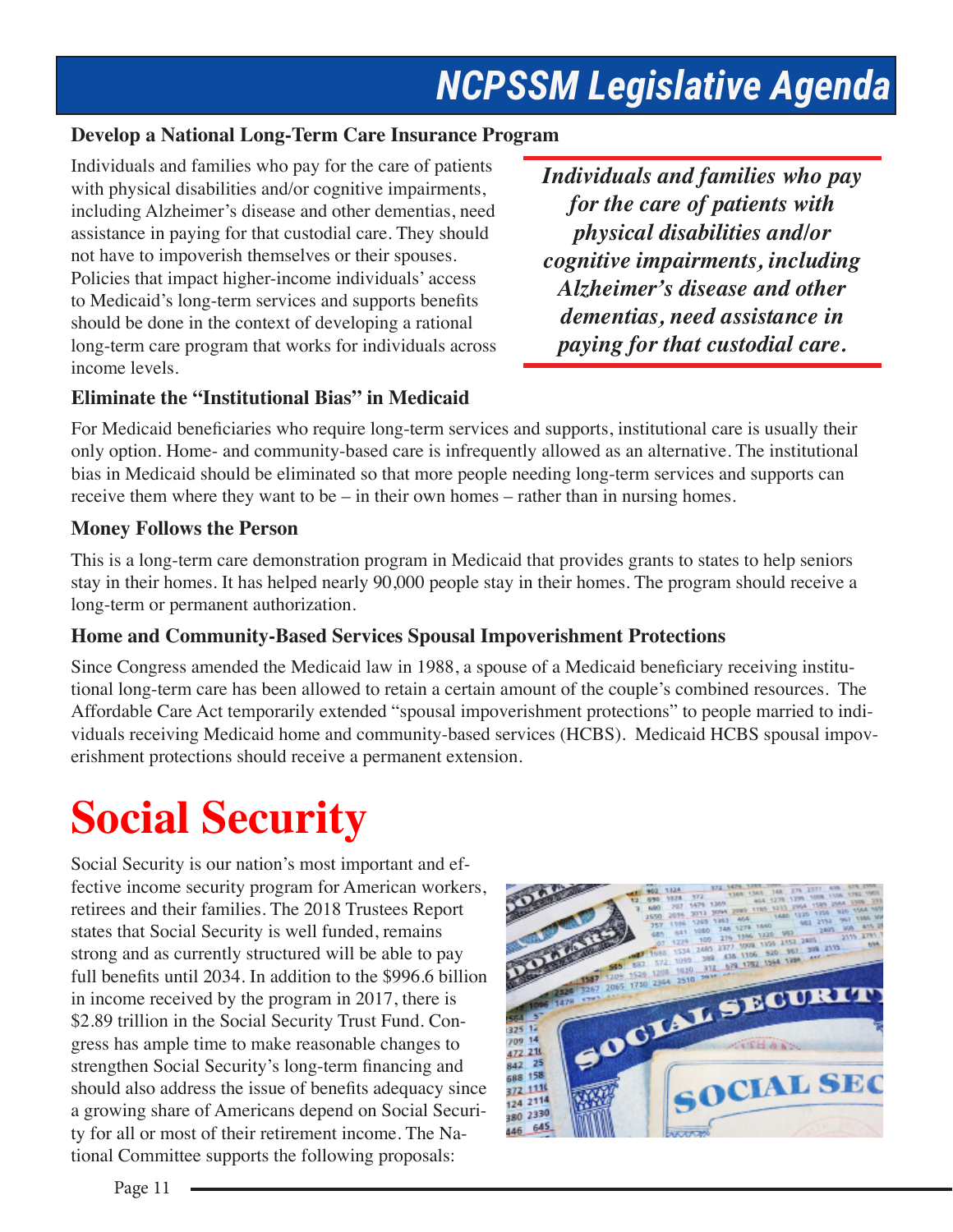# NCPSSM Legislative Agenda

### Develop a National Long-Term Care Insurance Program

Individuals and families who pay for the care of patients with physical disabilities and/or cognitive impairments, including Alzheimer's disease and other dementias, need assistance in paying for that custodial care. They should not have to impoverish themselves or their spouses. Policies that impact higher-income individuals' access to Medicaid's long-term services and supports benefits should be done in the context of developing a rational long-term care program that works for individuals across income levels.

*Individuals and families who pay for the care of patients with physical disabilities and/or cognitive impairments, including Alzheimer's disease and other dementias, need assistance in paying for that custodial care.*

### Eliminate the "Institutional Bias" in Medicaid

For Medicaid beneficiaries who require long-term services and supports, institutional care is usually their only option. Home- and community-based care is infrequently allowed as an alternative. The institutional bias in Medicaid should be eliminated so that more people needing long-term services and supports can receive them where they want to be – in their own homes – rather than in nursing homes.

### Money Follows the Person

This is a long-term care demonstration program in Medicaid that provides grants to states to help seniors stay in their homes. It has helped nearly 90,000 people stay in their homes. The program should receive a long-term or permanent authorization.

### Home and Community-Based Services Spousal Impoverishment Protections

Since Congress amended the Medicaid law in 1988, a spouse of a Medicaid beneficiary receiving institutional long-term care has been allowed to retain a certain amount of the couple's combined resources. The Affordable Care Act temporarily extended "spousal impoverishment protections" to people married to individuals receiving Medicaid home and community-based services (HCBS). Medicaid HCBS spousal impoverishment protections should receive a permanent extension.

# Social Security

Social Security is our nation's most important and effective income security program for American workers, retirees and their families. The 2018 Trustees Report states that Social Security is well funded, remains strong and as currently structured will be able to pay full benefits until 2034. In addition to the $996.6 billion in income received by the program in 2017, there is $2.89 trillion in the Social Security Trust Fund. Congress has ample time to make reasonable changes to strengthen Social Security's long-term financing and should also address the issue of benefits adequacy since a growing share of Americans depend on Social Security for all or most of their retirement income. The National Committee supports the following proposals: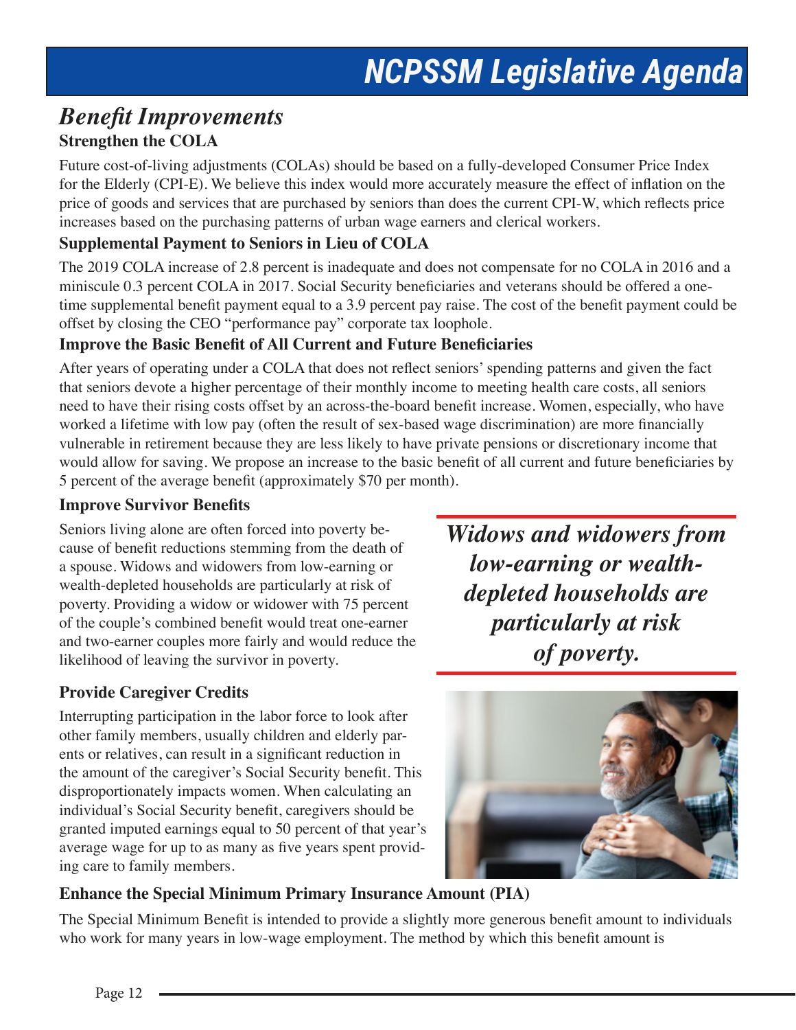# NCPSSM Legislative Agenda

## *Benefit Improvements*

### Strengthen the COLA

Future cost-of-living adjustments (COLAs) should be based on a fully-developed Consumer Price Index for the Elderly (CPI-E). We believe this index would more accurately measure the effect of inflation on the price of goods and services that are purchased by seniors than does the current CPI-W, which reflects price increases based on the purchasing patterns of urban wage earners and clerical workers.

### Supplemental Payment to Seniors in Lieu of COLA

The 2019 COLA increase of 2.8 percent is inadequate and does not compensate for no COLA in 2016 and a miniscule 0.3 percent COLA in 2017. Social Security beneficiaries and veterans should be offered a one-time supplemental benefit payment equal to a 3.9 percent pay raise. The cost of the benefit payment could be offset by closing the CEO "performance pay" corporate tax loophole.

### Improve the Basic Benefit of All Current and Future Beneficiaries

After years of operating under a COLA that does not reflect seniors' spending patterns and given the fact that seniors devote a higher percentage of their monthly income to meeting health care costs, all seniors need to have their rising costs offset by an across-the-board benefit increase. Women, especially, who have worked a lifetime with low pay (often the result of sex-based wage discrimination) are more financially vulnerable in retirement because they are less likely to have private pensions or discretionary income that would allow for saving. We propose an increase to the basic benefit of all current and future beneficiaries by 5 percent of the average benefit (approximately $70 per month).

### Improve Survivor Benefits

Seniors living alone are often forced into poverty because of benefit reductions stemming from the death of a spouse. Widows and widowers from low-earning or wealth-depleted households are particularly at risk of poverty. Providing a widow or widower with 75 percent of the couple's combined benefit would treat one-earner and two-earner couples more fairly and would reduce the likelihood of leaving the survivor in poverty.

***Widows and widowers from low-earning or wealth-depleted households are particularly at risk of poverty.***

### Provide Caregiver Credits

Interrupting participation in the labor force to look after other family members, usually children and elderly parents or relatives, can result in a significant reduction in the amount of the caregiver's Social Security benefit. This disproportionately impacts women. When calculating an individual's Social Security benefit, caregivers should be granted imputed earnings equal to 50 percent of that year's average wage for up to as many as five years spent providing care to family members.

### Enhance the Special Minimum Primary Insurance Amount (PIA)

The Special Minimum Benefit is intended to provide a slightly more generous benefit amount to individuals who work for many years in low-wage employment. The method by which this benefit amount is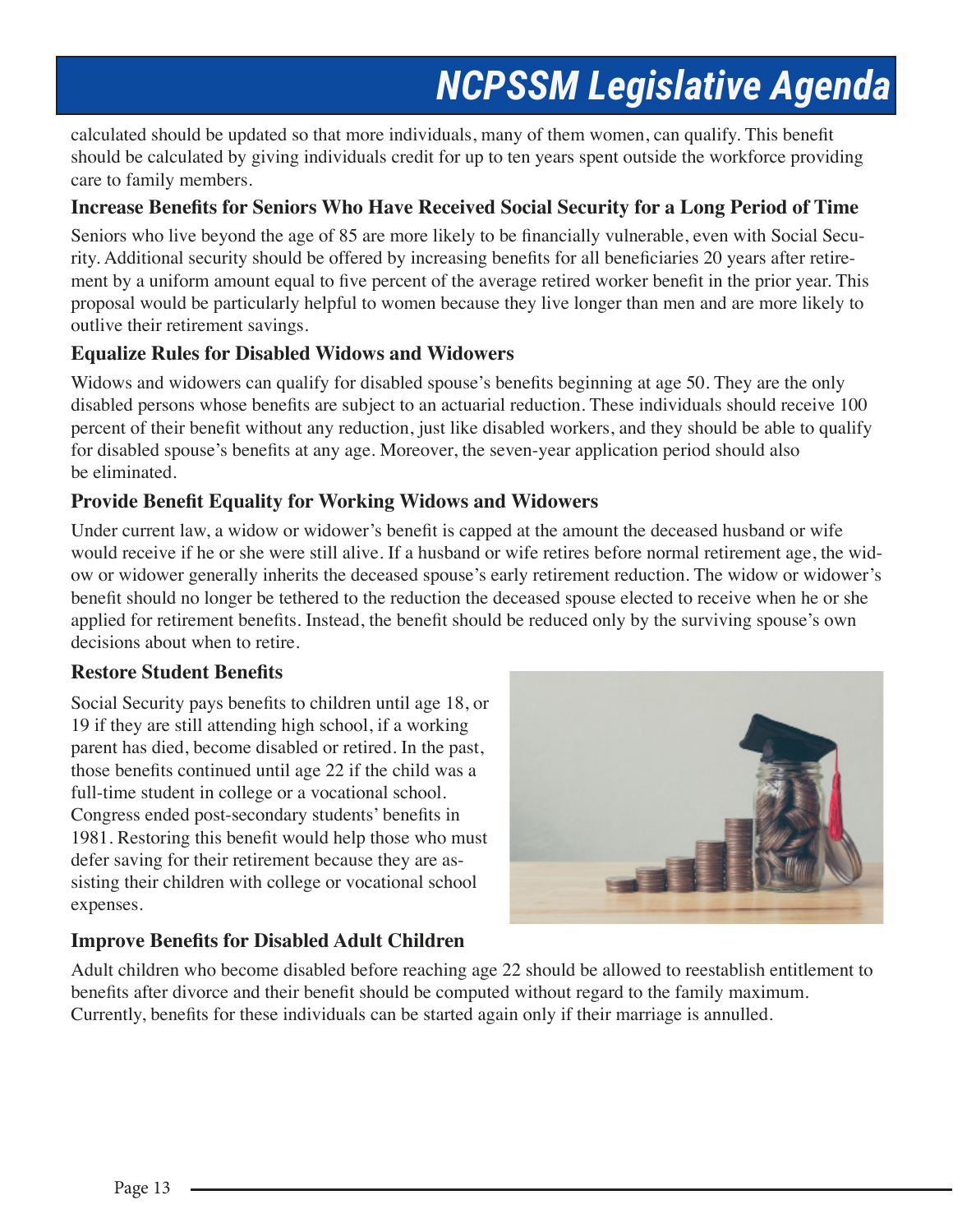calculated should be updated so that more individuals, many of them women, can qualify. This benefit should be calculated by giving individuals credit for up to ten years spent outside the workforce providing care to family members.

### Increase Benefits for Seniors Who Have Received Social Security for a Long Period of Time

Seniors who live beyond the age of 85 are more likely to be financially vulnerable, even with Social Security. Additional security should be offered by increasing benefits for all beneficiaries 20 years after retirement by a uniform amount equal to five percent of the average retired worker benefit in the prior year. This proposal would be particularly helpful to women because they live longer than men and are more likely to outlive their retirement savings.

### Equalize Rules for Disabled Widows and Widowers

Widows and widowers can qualify for disabled spouse's benefits beginning at age 50. They are the only disabled persons whose benefits are subject to an actuarial reduction. These individuals should receive 100 percent of their benefit without any reduction, just like disabled workers, and they should be able to qualify for disabled spouse's benefits at any age. Moreover, the seven-year application period should also be eliminated.

### Provide Benefit Equality for Working Widows and Widowers

Under current law, a widow or widower's benefit is capped at the amount the deceased husband or wife would receive if he or she were still alive. If a husband or wife retires before normal retirement age, the widow or widower generally inherits the deceased spouse's early retirement reduction. The widow or widower's benefit should no longer be tethered to the reduction the deceased spouse elected to receive when he or she applied for retirement benefits. Instead, the benefit should be reduced only by the surviving spouse's own decisions about when to retire.

### Restore Student Benefits

Social Security pays benefits to children until age 18, or 19 if they are still attending high school, if a working parent has died, become disabled or retired. In the past, those benefits continued until age 22 if the child was a full-time student in college or a vocational school. Congress ended post-secondary students' benefits in 1981. Restoring this benefit would help those who must defer saving for their retirement because they are assisting their children with college or vocational school expenses.

### Improve Benefits for Disabled Adult Children

Adult children who become disabled before reaching age 22 should be allowed to reestablish entitlement to benefits after divorce and their benefit should be computed without regard to the family maximum. Currently, benefits for these individuals can be started again only if their marriage is annulled.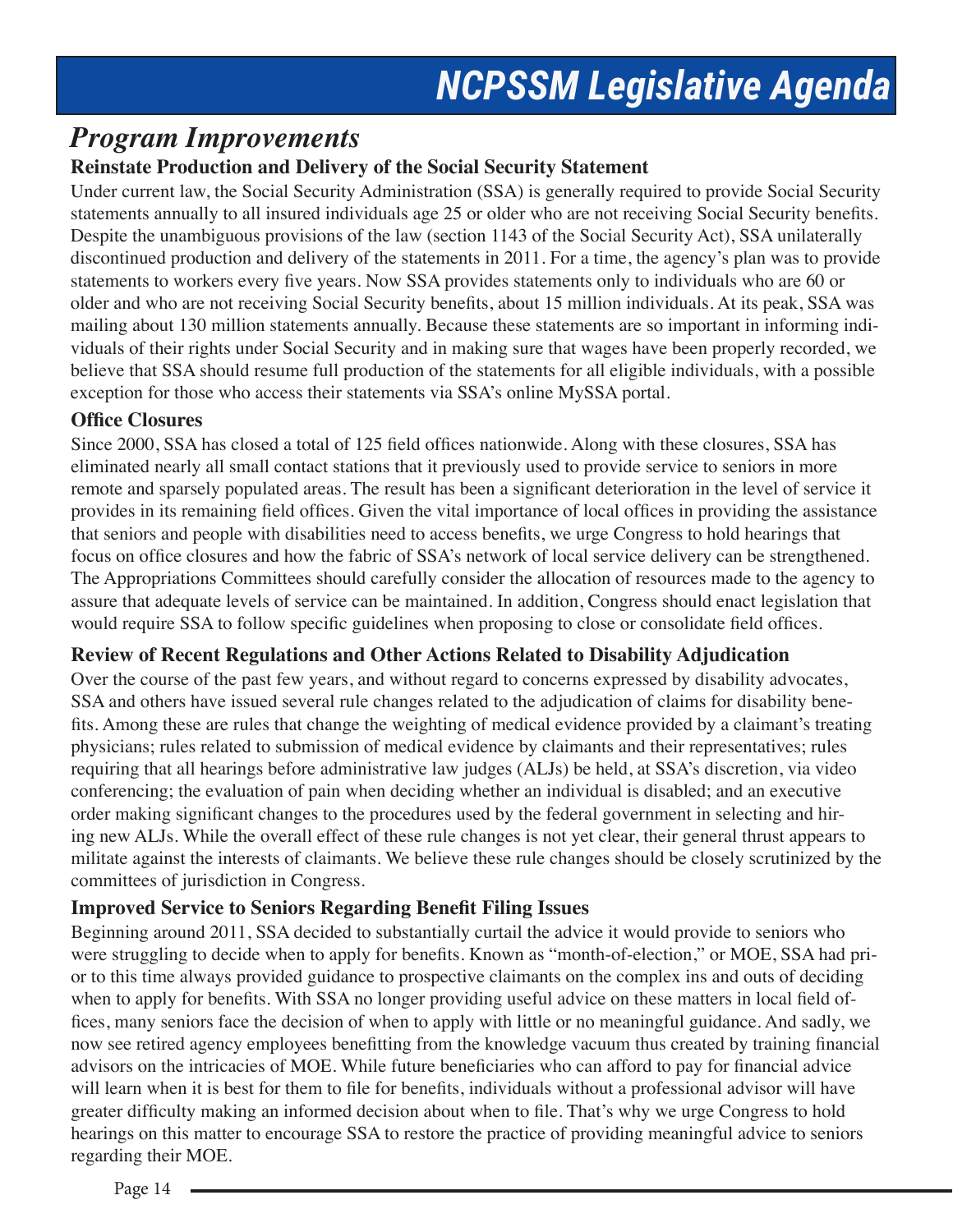# NCPSSM Legislative Agenda

## *Program Improvements*

### Reinstate Production and Delivery of the Social Security Statement

Under current law, the Social Security Administration (SSA) is generally required to provide Social Security statements annually to all insured individuals age 25 or older who are not receiving Social Security benefits. Despite the unambiguous provisions of the law (section 1143 of the Social Security Act), SSA unilaterally discontinued production and delivery of the statements in 2011. For a time, the agency's plan was to provide statements to workers every five years. Now SSA provides statements only to individuals who are 60 or older and who are not receiving Social Security benefits, about 15 million individuals. At its peak, SSA was mailing about 130 million statements annually. Because these statements are so important in informing individuals of their rights under Social Security and in making sure that wages have been properly recorded, we believe that SSA should resume full production of the statements for all eligible individuals, with a possible exception for those who access their statements via SSA's online MySSA portal.

### Office Closures

Since 2000, SSA has closed a total of 125 field offices nationwide. Along with these closures, SSA has eliminated nearly all small contact stations that it previously used to provide service to seniors in more remote and sparsely populated areas. The result has been a significant deterioration in the level of service it provides in its remaining field offices. Given the vital importance of local offices in providing the assistance that seniors and people with disabilities need to access benefits, we urge Congress to hold hearings that focus on office closures and how the fabric of SSA's network of local service delivery can be strengthened. The Appropriations Committees should carefully consider the allocation of resources made to the agency to assure that adequate levels of service can be maintained. In addition, Congress should enact legislation that would require SSA to follow specific guidelines when proposing to close or consolidate field offices.

### Review of Recent Regulations and Other Actions Related to Disability Adjudication

Over the course of the past few years, and without regard to concerns expressed by disability advocates, SSA and others have issued several rule changes related to the adjudication of claims for disability benefits. Among these are rules that change the weighting of medical evidence provided by a claimant's treating physicians; rules related to submission of medical evidence by claimants and their representatives; rules requiring that all hearings before administrative law judges (ALJs) be held, at SSA's discretion, via video conferencing; the evaluation of pain when deciding whether an individual is disabled; and an executive order making significant changes to the procedures used by the federal government in selecting and hiring new ALJs. While the overall effect of these rule changes is not yet clear, their general thrust appears to militate against the interests of claimants. We believe these rule changes should be closely scrutinized by the committees of jurisdiction in Congress.

### Improved Service to Seniors Regarding Benefit Filing Issues

Beginning around 2011, SSA decided to substantially curtail the advice it would provide to seniors who were struggling to decide when to apply for benefits. Known as "month-of-election," or MOE, SSA had prior to this time always provided guidance to prospective claimants on the complex ins and outs of deciding when to apply for benefits. With SSA no longer providing useful advice on these matters in local field offices, many seniors face the decision of when to apply with little or no meaningful guidance. And sadly, we now see retired agency employees benefitting from the knowledge vacuum thus created by training financial advisors on the intricacies of MOE. While future beneficiaries who can afford to pay for financial advice will learn when it is best for them to file for benefits, individuals without a professional advisor will have greater difficulty making an informed decision about when to file. That's why we urge Congress to hold hearings on this matter to encourage SSA to restore the practice of providing meaningful advice to seniors regarding their MOE.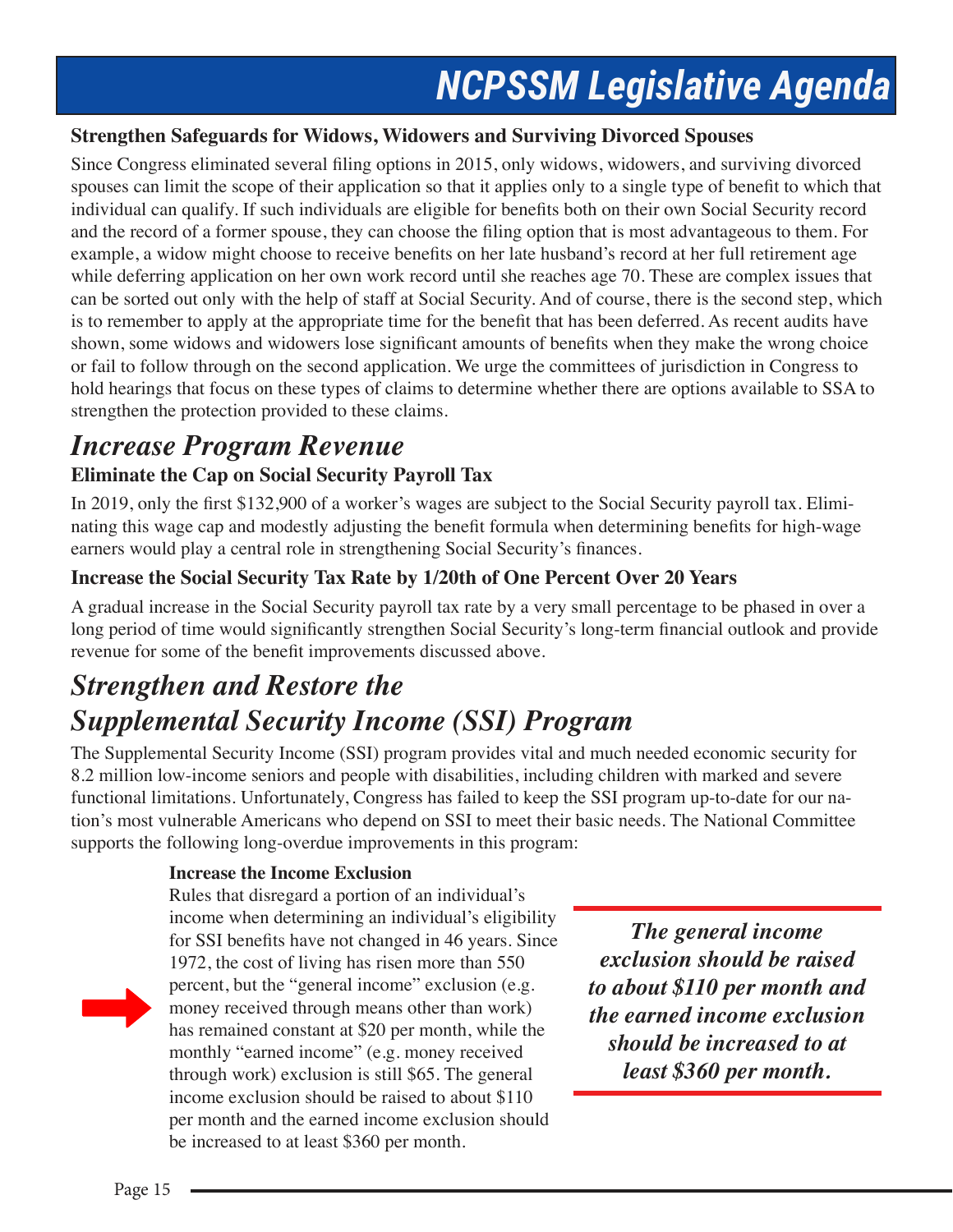**Strengthen Safeguards for Widows, Widowers and Surviving Divorced Spouses**

Since Congress eliminated several filing options in 2015, only widows, widowers, and surviving divorced spouses can limit the scope of their application so that it applies only to a single type of benefit to which that individual can qualify. If such individuals are eligible for benefits both on their own Social Security record and the record of a former spouse, they can choose the filing option that is most advantageous to them. For example, a widow might choose to receive benefits on her late husband's record at her full retirement age while deferring application on her own work record until she reaches age 70. These are complex issues that can be sorted out only with the help of staff at Social Security. And of course, there is the second step, which is to remember to apply at the appropriate time for the benefit that has been deferred. As recent audits have shown, some widows and widowers lose significant amounts of benefits when they make the wrong choice or fail to follow through on the second application. We urge the committees of jurisdiction in Congress to hold hearings that focus on these types of claims to determine whether there are options available to SSA to strengthen the protection provided to these claims.

## *Increase Program Revenue*

**Eliminate the Cap on Social Security Payroll Tax**

In 2019, only the first $132,900 of a worker's wages are subject to the Social Security payroll tax. Eliminating this wage cap and modestly adjusting the benefit formula when determining benefits for high-wage earners would play a central role in strengthening Social Security's finances.

**Increase the Social Security Tax Rate by 1/20th of One Percent Over 20 Years**

A gradual increase in the Social Security payroll tax rate by a very small percentage to be phased in over a long period of time would significantly strengthen Social Security's long-term financial outlook and provide revenue for some of the benefit improvements discussed above.

## *Strengthen and Restore the Supplemental Security Income (SSI) Program*

The Supplemental Security Income (SSI) program provides vital and much needed economic security for 8.2 million low-income seniors and people with disabilities, including children with marked and severe functional limitations. Unfortunately, Congress has failed to keep the SSI program up-to-date for our nation's most vulnerable Americans who depend on SSI to meet their basic needs. The National Committee supports the following long-overdue improvements in this program:

**Increase the Income Exclusion**

Rules that disregard a portion of an individual's income when determining an individual's eligibility for SSI benefits have not changed in 46 years. Since 1972, the cost of living has risen more than 550 percent, but the "general income" exclusion (e.g. money received through means other than work) has remained constant at $20 per month, while the monthly "earned income" (e.g. money received through work) exclusion is still $65. The general income exclusion should be raised to about $110 per month and the earned income exclusion should be increased to at least $360 per month.

***The general income exclusion should be raised to about $110 per month and the earned income exclusion should be increased to at least $360 per month.***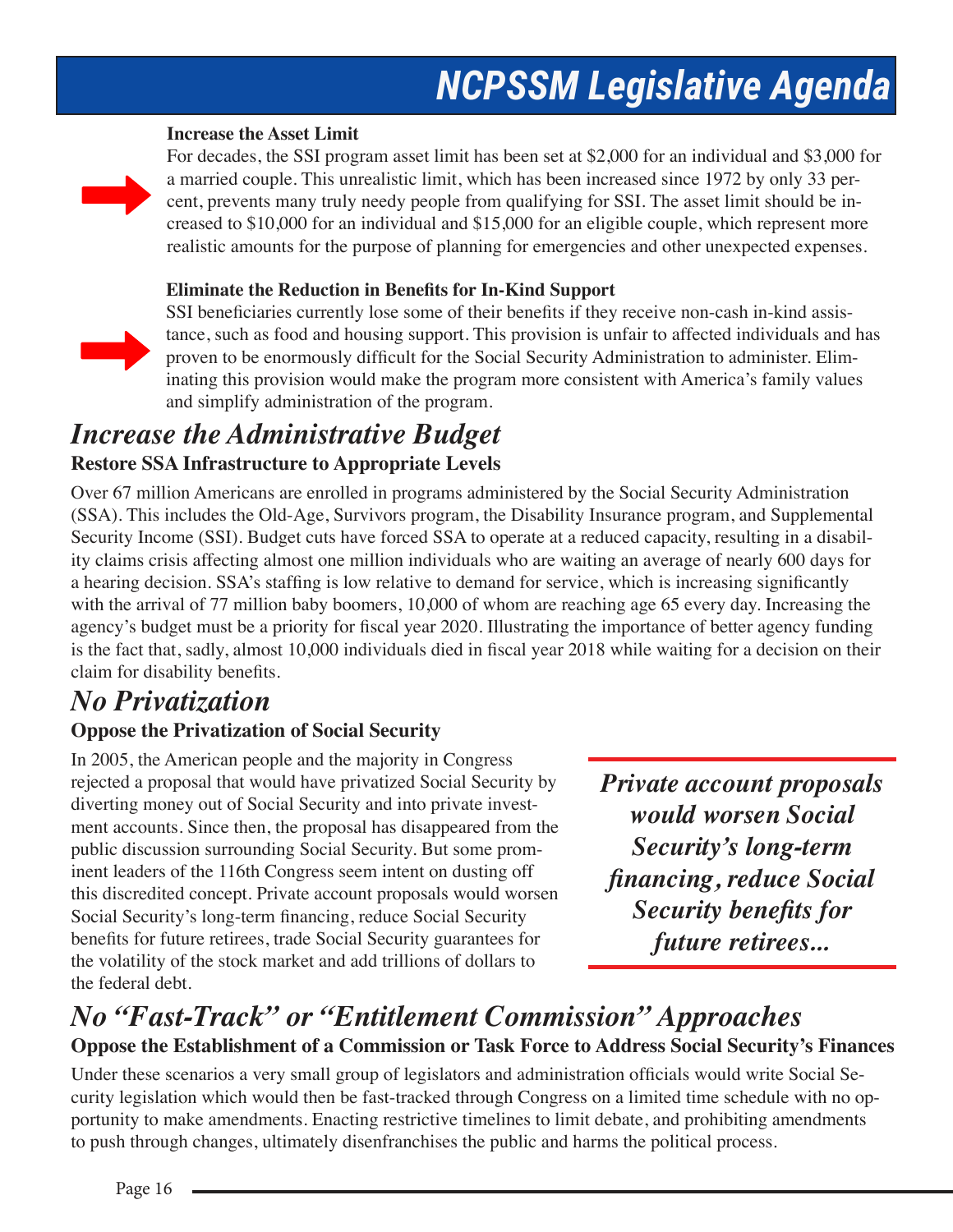# NCPSSM Legislative Agenda

**Increase the Asset Limit**

For decades, the SSI program asset limit has been set at $2,000 for an individual and $3,000 for a married couple. This unrealistic limit, which has been increased since 1972 by only 33 percent, prevents many truly needy people from qualifying for SSI. The asset limit should be increased to $10,000 for an individual and $15,000 for an eligible couple, which represent more realistic amounts for the purpose of planning for emergencies and other unexpected expenses.

**Eliminate the Reduction in Benefits for In-Kind Support**

SSI beneficiaries currently lose some of their benefits if they receive non-cash in-kind assistance, such as food and housing support. This provision is unfair to affected individuals and has proven to be enormously difficult for the Social Security Administration to administer. Eliminating this provision would make the program more consistent with America's family values and simplify administration of the program.

## *Increase the Administrative Budget*

**Restore SSA Infrastructure to Appropriate Levels**

Over 67 million Americans are enrolled in programs administered by the Social Security Administration (SSA). This includes the Old-Age, Survivors program, the Disability Insurance program, and Supplemental Security Income (SSI). Budget cuts have forced SSA to operate at a reduced capacity, resulting in a disability claims crisis affecting almost one million individuals who are waiting an average of nearly 600 days for a hearing decision. SSA's staffing is low relative to demand for service, which is increasing significantly with the arrival of 77 million baby boomers, 10,000 of whom are reaching age 65 every day. Increasing the agency's budget must be a priority for fiscal year 2020. Illustrating the importance of better agency funding is the fact that, sadly, almost 10,000 individuals died in fiscal year 2018 while waiting for a decision on their claim for disability benefits.

## *No Privatization*

**Oppose the Privatization of Social Security**

In 2005, the American people and the majority in Congress rejected a proposal that would have privatized Social Security by diverting money out of Social Security and into private investment accounts. Since then, the proposal has disappeared from the public discussion surrounding Social Security. But some prominent leaders of the 116th Congress seem intent on dusting off this discredited concept. Private account proposals would worsen Social Security's long-term financing, reduce Social Security benefits for future retirees, trade Social Security guarantees for the volatility of the stock market and add trillions of dollars to the federal debt.

> ***Private account proposals would worsen Social Security's long-term financing, reduce Social Security benefits for future retirees...***

## *No "Fast-Track" or "Entitlement Commission" Approaches*

**Oppose the Establishment of a Commission or Task Force to Address Social Security's Finances**

Under these scenarios a very small group of legislators and administration officials would write Social Security legislation which would then be fast-tracked through Congress on a limited time schedule with no opportunity to make amendments. Enacting restrictive timelines to limit debate, and prohibiting amendments to push through changes, ultimately disenfranchises the public and harms the political process.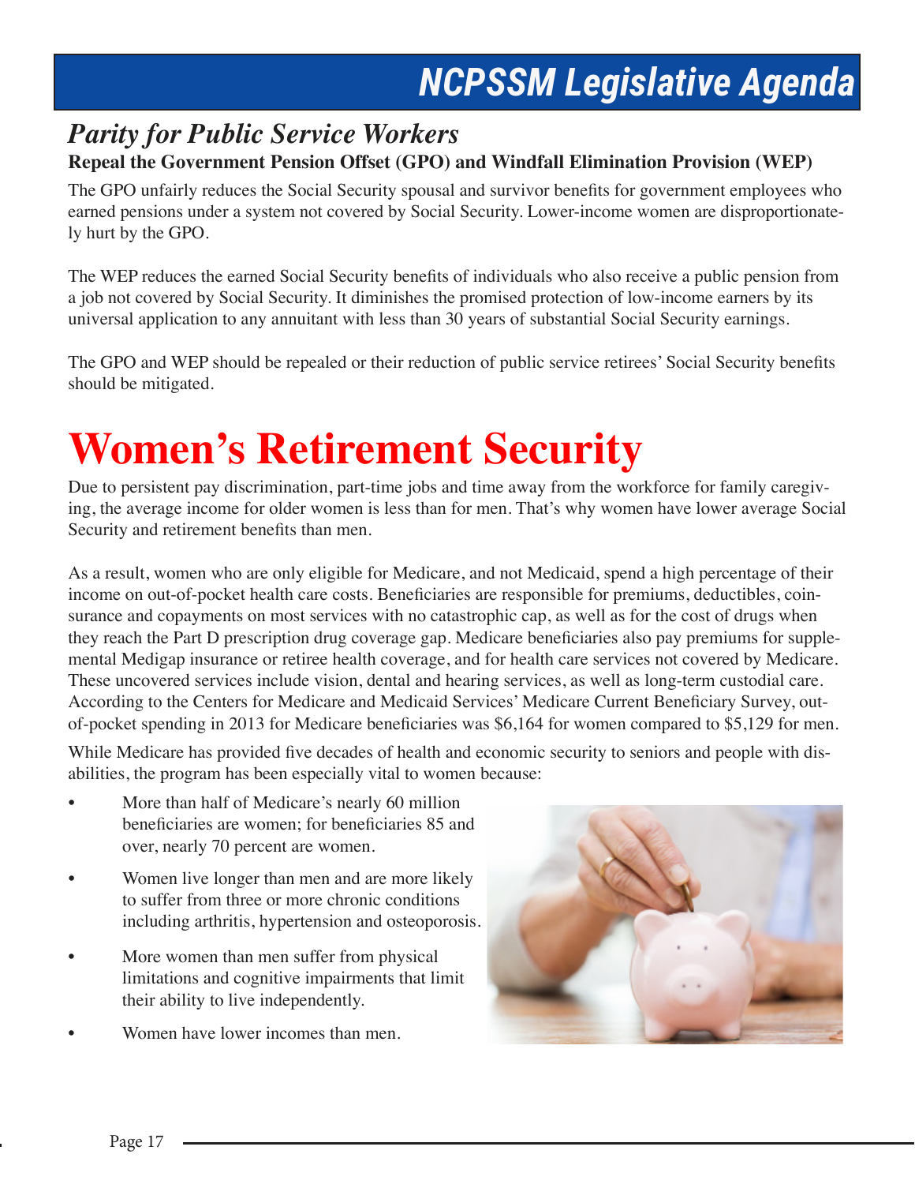# NCPSSM Legislative Agenda

## *Parity for Public Service Workers*

**Repeal the Government Pension Offset (GPO) and Windfall Elimination Provision (WEP)**

The GPO unfairly reduces the Social Security spousal and survivor benefits for government employees who earned pensions under a system not covered by Social Security. Lower-income women are disproportionately hurt by the GPO.

The WEP reduces the earned Social Security benefits of individuals who also receive a public pension from a job not covered by Social Security. It diminishes the promised protection of low-income earners by its universal application to any annuitant with less than 30 years of substantial Social Security earnings.

The GPO and WEP should be repealed or their reduction of public service retirees' Social Security benefits should be mitigated.

# Women's Retirement Security

Due to persistent pay discrimination, part-time jobs and time away from the workforce for family caregiving, the average income for older women is less than for men. That's why women have lower average Social Security and retirement benefits than men.

As a result, women who are only eligible for Medicare, and not Medicaid, spend a high percentage of their income on out-of-pocket health care costs. Beneficiaries are responsible for premiums, deductibles, coinsurance and copayments on most services with no catastrophic cap, as well as for the cost of drugs when they reach the Part D prescription drug coverage gap. Medicare beneficiaries also pay premiums for supplemental Medigap insurance or retiree health coverage, and for health care services not covered by Medicare. These uncovered services include vision, dental and hearing services, as well as long-term custodial care. According to the Centers for Medicare and Medicaid Services' Medicare Current Beneficiary Survey, out-of-pocket spending in 2013 for Medicare beneficiaries was $6,164 for women compared to $5,129 for men.

While Medicare has provided five decades of health and economic security to seniors and people with disabilities, the program has been especially vital to women because:

- More than half of Medicare's nearly 60 million beneficiaries are women; for beneficiaries 85 and over, nearly 70 percent are women.
- Women live longer than men and are more likely to suffer from three or more chronic conditions including arthritis, hypertension and osteoporosis.
- More women than men suffer from physical limitations and cognitive impairments that limit their ability to live independently.
- Women have lower incomes than men.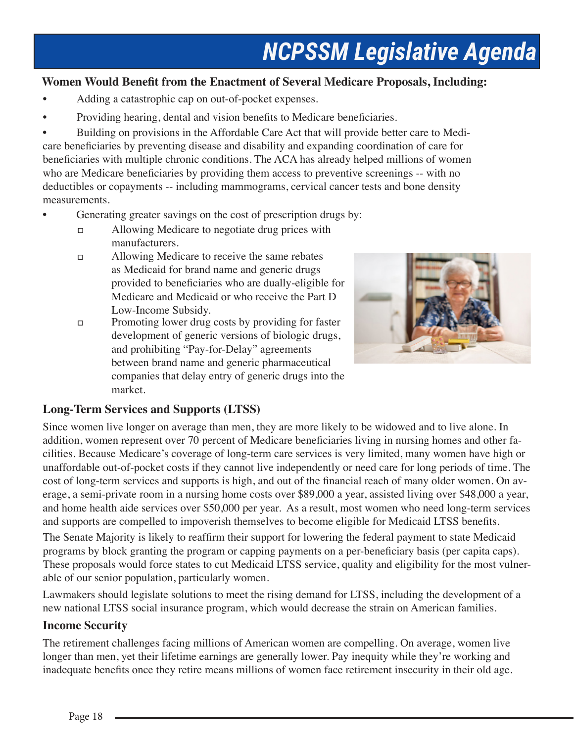# NCPSSM Legislative Agenda

**Women Would Benefit from the Enactment of Several Medicare Proposals, Including:**

- Adding a catastrophic cap on out-of-pocket expenses.
- Providing hearing, dental and vision benefits to Medicare beneficiaries.
- Building on provisions in the Affordable Care Act that will provide better care to Medicare beneficiaries by preventing disease and disability and expanding coordination of care for beneficiaries with multiple chronic conditions. The ACA has already helped millions of women who are Medicare beneficiaries by providing them access to preventive screenings -- with no deductibles or copayments -- including mammograms, cervical cancer tests and bone density measurements.
- Generating greater savings on the cost of prescription drugs by:
  - Allowing Medicare to negotiate drug prices with manufacturers.
  - Allowing Medicare to receive the same rebates as Medicaid for brand name and generic drugs provided to beneficiaries who are dually-eligible for Medicare and Medicaid or who receive the Part D Low-Income Subsidy.
  - Promoting lower drug costs by providing for faster development of generic versions of biologic drugs, and prohibiting "Pay-for-Delay" agreements between brand name and generic pharmaceutical companies that delay entry of generic drugs into the market.

## Long-Term Services and Supports (LTSS)

Since women live longer on average than men, they are more likely to be widowed and to live alone. In addition, women represent over 70 percent of Medicare beneficiaries living in nursing homes and other facilities. Because Medicare's coverage of long-term care services is very limited, many women have high or unaffordable out-of-pocket costs if they cannot live independently or need care for long periods of time. The cost of long-term services and supports is high, and out of the financial reach of many older women. On average, a semi-private room in a nursing home costs over $89,000 a year, assisted living over $48,000 a year, and home health aide services over $50,000 per year. As a result, most women who need long-term services and supports are compelled to impoverish themselves to become eligible for Medicaid LTSS benefits.

The Senate Majority is likely to reaffirm their support for lowering the federal payment to state Medicaid programs by block granting the program or capping payments on a per-beneficiary basis (per capita caps). These proposals would force states to cut Medicaid LTSS service, quality and eligibility for the most vulnerable of our senior population, particularly women.

Lawmakers should legislate solutions to meet the rising demand for LTSS, including the development of a new national LTSS social insurance program, which would decrease the strain on American families.

## Income Security

The retirement challenges facing millions of American women are compelling. On average, women live longer than men, yet their lifetime earnings are generally lower. Pay inequity while they're working and inadequate benefits once they retire means millions of women face retirement insecurity in their old age.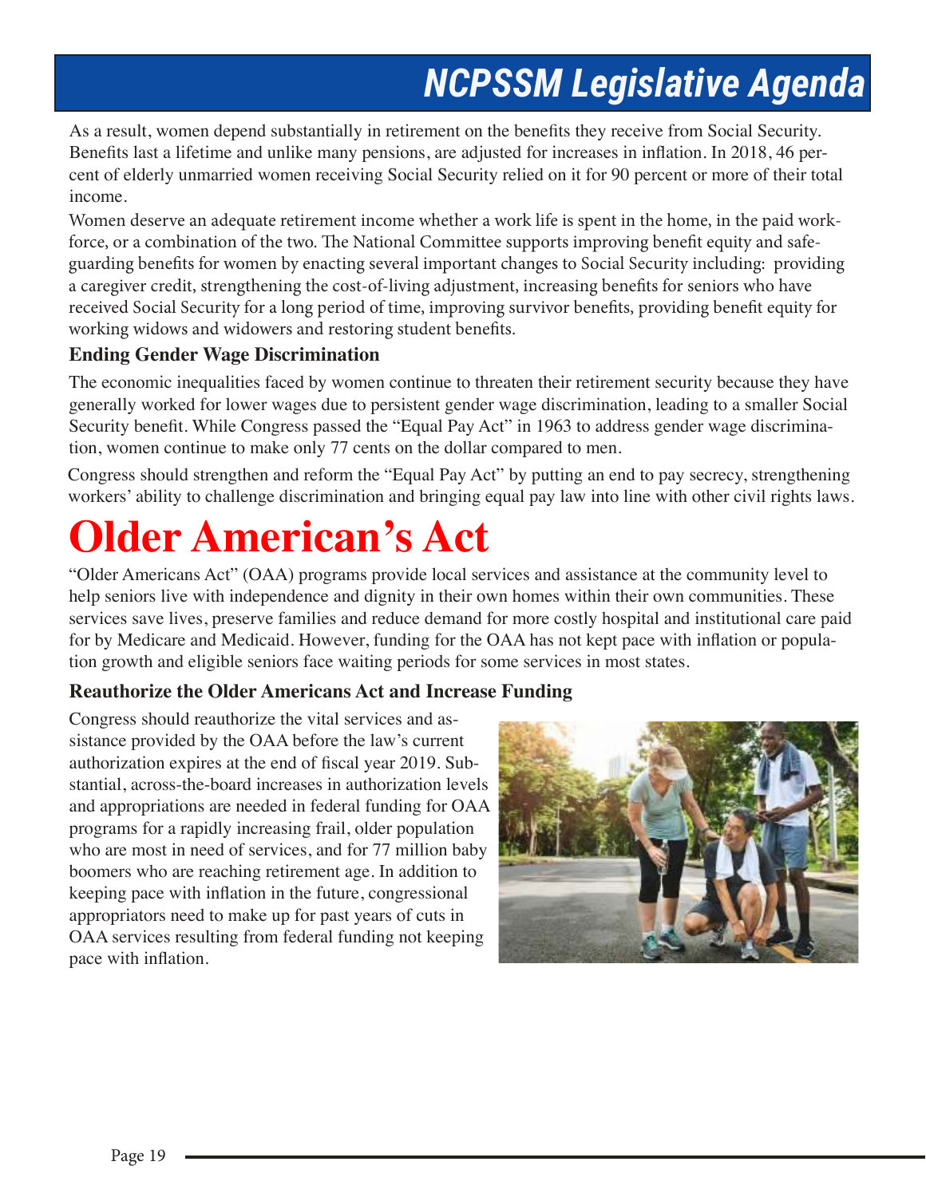As a result, women depend substantially in retirement on the benefits they receive from Social Security. Benefits last a lifetime and unlike many pensions, are adjusted for increases in inflation. In 2018, 46 percent of elderly unmarried women receiving Social Security relied on it for 90 percent or more of their total income.

Women deserve an adequate retirement income whether a work life is spent in the home, in the paid workforce, or a combination of the two. The National Committee supports improving benefit equity and safeguarding benefits for women by enacting several important changes to Social Security including: providing a caregiver credit, strengthening the cost-of-living adjustment, increasing benefits for seniors who have received Social Security for a long period of time, improving survivor benefits, providing benefit equity for working widows and widowers and restoring student benefits.

### Ending Gender Wage Discrimination

The economic inequalities faced by women continue to threaten their retirement security because they have generally worked for lower wages due to persistent gender wage discrimination, leading to a smaller Social Security benefit. While Congress passed the "Equal Pay Act" in 1963 to address gender wage discrimination, women continue to make only 77 cents on the dollar compared to men.

Congress should strengthen and reform the "Equal Pay Act" by putting an end to pay secrecy, strengthening workers' ability to challenge discrimination and bringing equal pay law into line with other civil rights laws.

# Older American's Act

"Older Americans Act" (OAA) programs provide local services and assistance at the community level to help seniors live with independence and dignity in their own homes within their own communities. These services save lives, preserve families and reduce demand for more costly hospital and institutional care paid for by Medicare and Medicaid. However, funding for the OAA has not kept pace with inflation or population growth and eligible seniors face waiting periods for some services in most states.

### Reauthorize the Older Americans Act and Increase Funding

Congress should reauthorize the vital services and assistance provided by the OAA before the law's current authorization expires at the end of fiscal year 2019. Substantial, across-the-board increases in authorization levels and appropriations are needed in federal funding for OAA programs for a rapidly increasing frail, older population who are most in need of services, and for 77 million baby boomers who are reaching retirement age. In addition to keeping pace with inflation in the future, congressional appropriators need to make up for past years of cuts in OAA services resulting from federal funding not keeping pace with inflation.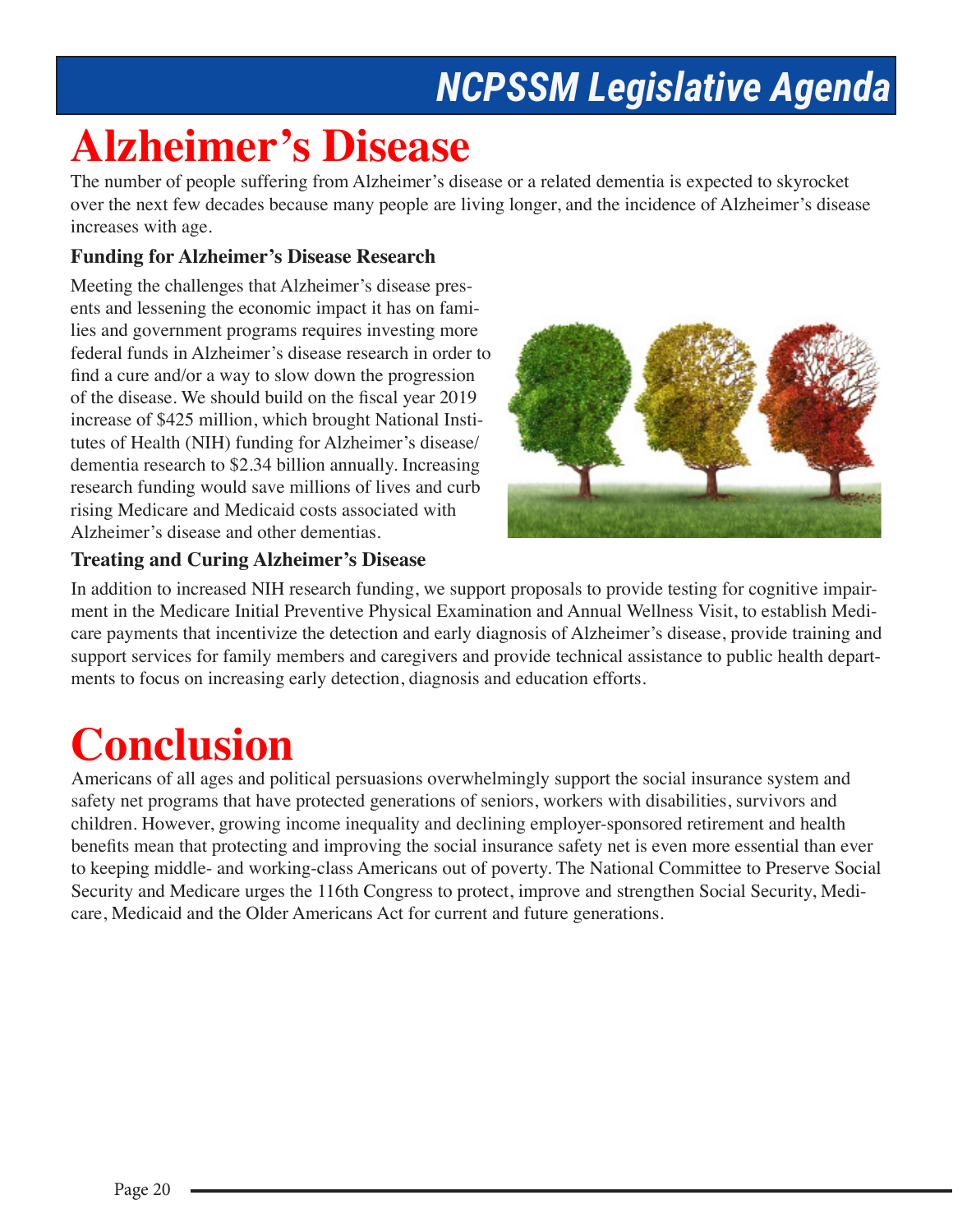# Alzheimer's Disease

The number of people suffering from Alzheimer's disease or a related dementia is expected to skyrocket over the next few decades because many people are living longer, and the incidence of Alzheimer's disease increases with age.

### Funding for Alzheimer's Disease Research

Meeting the challenges that Alzheimer's disease presents and lessening the economic impact it has on families and government programs requires investing more federal funds in Alzheimer's disease research in order to find a cure and/or a way to slow down the progression of the disease. We should build on the fiscal year 2019 increase of $425 million, which brought National Institutes of Health (NIH) funding for Alzheimer's disease/dementia research to $2.34 billion annually. Increasing research funding would save millions of lives and curb rising Medicare and Medicaid costs associated with Alzheimer's disease and other dementias.

### Treating and Curing Alzheimer's Disease

In addition to increased NIH research funding, we support proposals to provide testing for cognitive impairment in the Medicare Initial Preventive Physical Examination and Annual Wellness Visit, to establish Medicare payments that incentivize the detection and early diagnosis of Alzheimer's disease, provide training and support services for family members and caregivers and provide technical assistance to public health departments to focus on increasing early detection, diagnosis and education efforts.

# Conclusion

Americans of all ages and political persuasions overwhelmingly support the social insurance system and safety net programs that have protected generations of seniors, workers with disabilities, survivors and children. However, growing income inequality and declining employer-sponsored retirement and health benefits mean that protecting and improving the social insurance safety net is even more essential than ever to keeping middle- and working-class Americans out of poverty. The National Committee to Preserve Social Security and Medicare urges the 116th Congress to protect, improve and strengthen Social Security, Medicare, Medicaid and the Older Americans Act for current and future generations.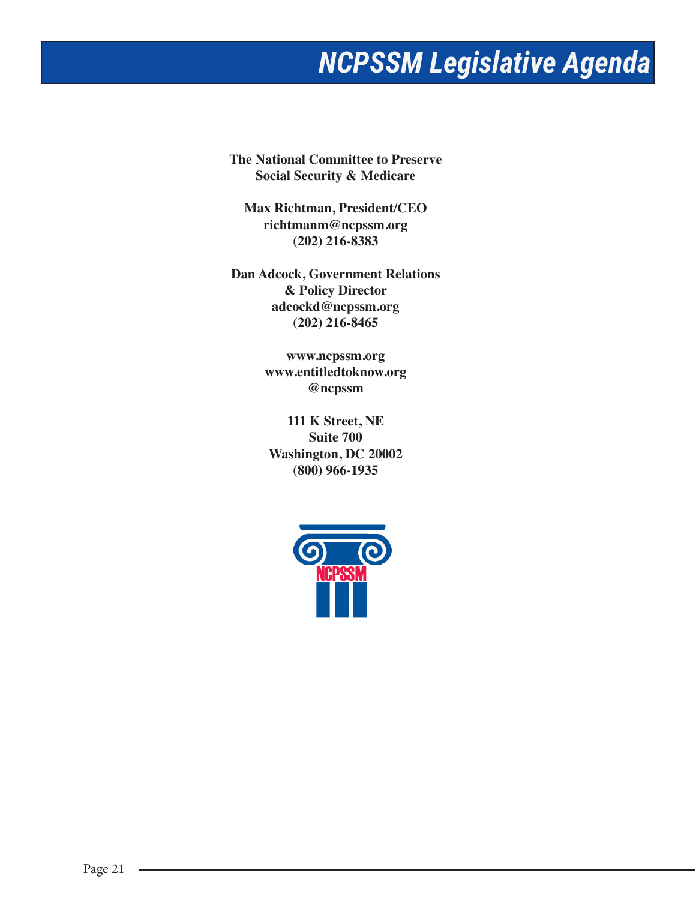**The National Committee to Preserve Social Security & Medicare**

**Max Richtman, President/CEO**
**richtmanm@ncpssm.org**
**(202) 216-8383**

**Dan Adcock, Government Relations & Policy Director**
**adcockd@ncpssm.org**
**(202) 216-8465**

**www.ncpssm.org**
**www.entitledtoknow.org**
**@ncpssm**

**111 K Street, NE**
**Suite 700**
**Washington, DC 20002**
**(800) 966-1935**

NCPSSM